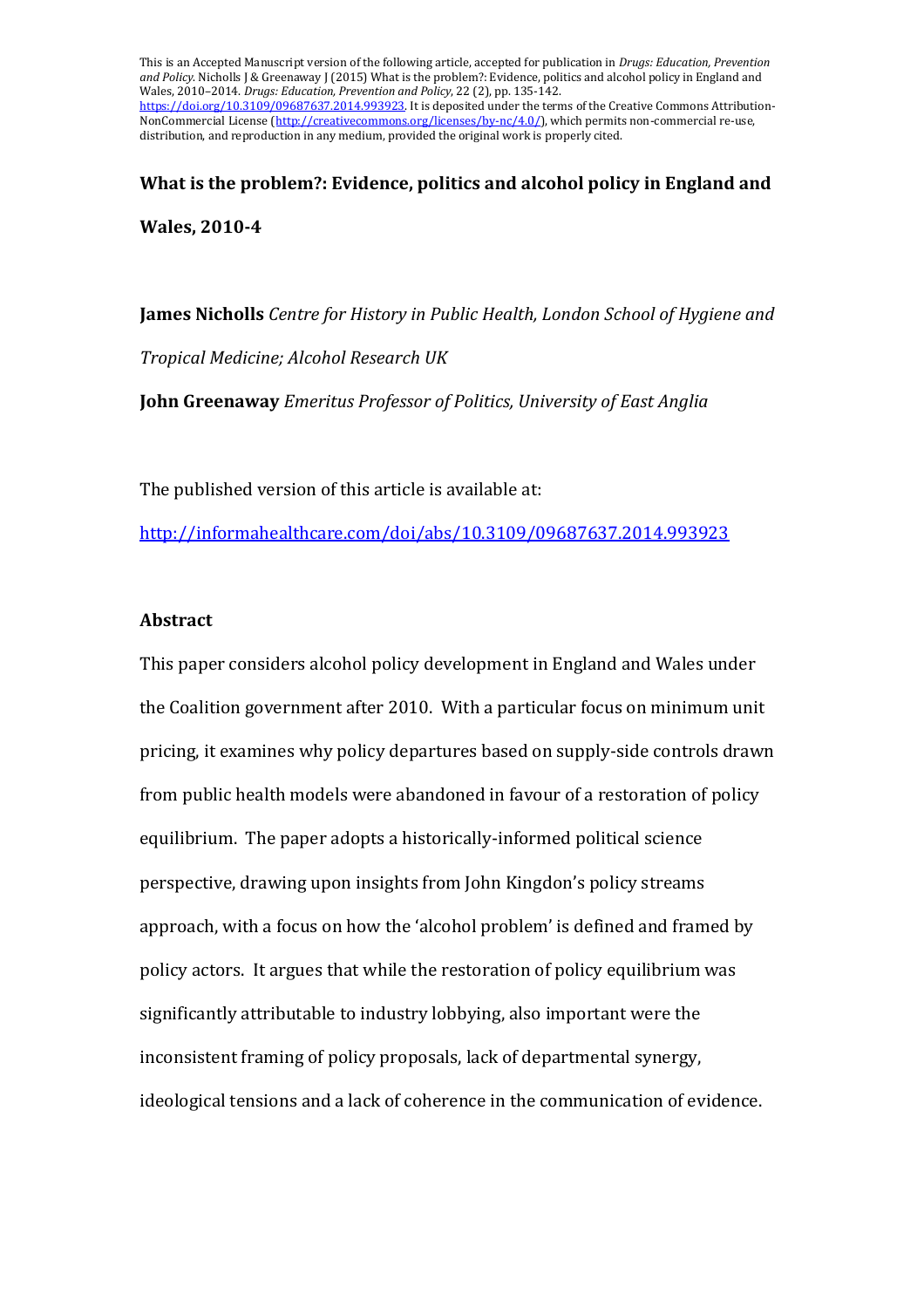This is an Accepted Manuscript version of the following article, accepted for publication in *Drugs: Education, Prevention and Policy*. Nicholls J & Greenaway J (2015) What is the problem?: Evidence, politics and alcohol policy in England and Wales, 2010–2014. *Drugs: Education, Prevention and Policy*, 22 (2), pp. 135-142. https://doi.org/10.3109/09687637.2014.993923. It is deposited under the terms of the Creative Commons Attribution-NonCommercial License (http://creativecommons.org/licenses/by-nc/4.0/), which permits non-commercial re-use, distribution, and reproduction in any medium, provided the original work is properly cited.

# What is the problem?: Evidence, politics and alcohol policy in England and Wales, 2010-4

**James Nicholls** *Centre for History in Public Health, London School of Hygiene and Tropical Medicine; Alcohol Research UK*

**John Greenaway** *Emeritus Professor of Politics, University of East Anglia*

The published version of this article is available at:

http://informahealthcare.com/doi/abs/10.3109/09687637.2014.993923

## Abstract

This paper considers alcohol policy development in England and Wales under the Coalition government after 2010. With a particular focus on minimum unit pricing, it examines why policy departures based on supply-side controls drawn from public health models were abandoned in favour of a restoration of policy equilibrium. The paper adopts a historically-informed political science perspective, drawing upon insights from John Kingdon's policy streams approach, with a focus on how the 'alcohol problem' is defined and framed by policy actors. It argues that while the restoration of policy equilibrium was significantly attributable to industry lobbying, also important were the inconsistent framing of policy proposals, lack of departmental synergy, ideological tensions and a lack of coherence in the communication of evidence.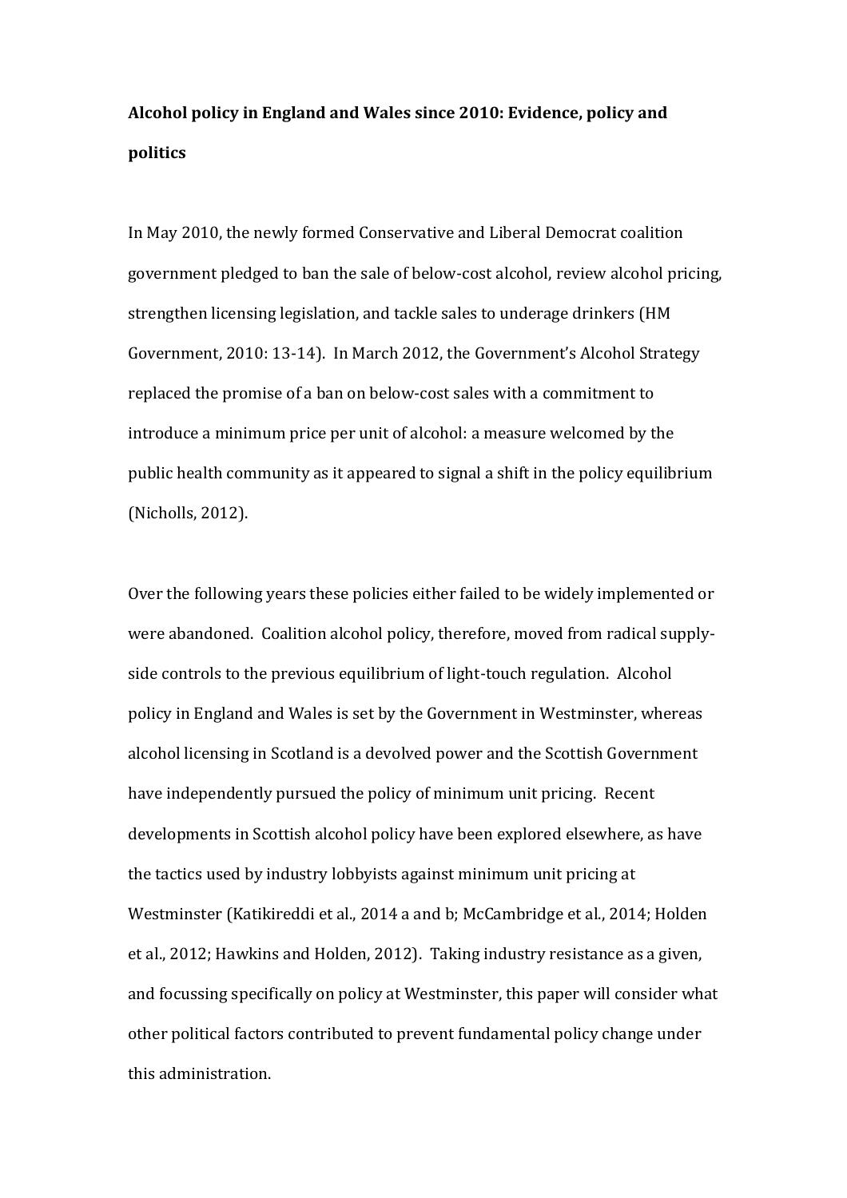**Alcohol policy in England and Wales since 2010: Evidence, policy and politics**

In May 2010, the newly formed Conservative and Liberal Democrat coalition government pledged to ban the sale of below-cost alcohol, review alcohol pricing, strengthen licensing legislation, and tackle sales to underage drinkers (HM Government, 2010: 13-14). In March 2012, the Government's Alcohol Strategy replaced the promise of a ban on below-cost sales with a commitment to introduce a minimum price per unit of alcohol: a measure welcomed by the public health community as it appeared to signal a shift in the policy equilibrium (Nicholls, 2012).

Over the following years these policies either failed to be widely implemented or were abandoned. Coalition alcohol policy, therefore, moved from radical supply-side controls to the previous equilibrium of light-touch regulation. Alcohol policy in England and Wales is set by the Government in Westminster, whereas alcohol licensing in Scotland is a devolved power and the Scottish Government have independently pursued the policy of minimum unit pricing. Recent developments in Scottish alcohol policy have been explored elsewhere, as have the tactics used by industry lobbyists against minimum unit pricing at Westminster (Katikireddi et al., 2014 a and b; McCambridge et al., 2014; Holden et al., 2012; Hawkins and Holden, 2012). Taking industry resistance as a given, and focussing specifically on policy at Westminster, this paper will consider what other political factors contributed to prevent fundamental policy change under this administration.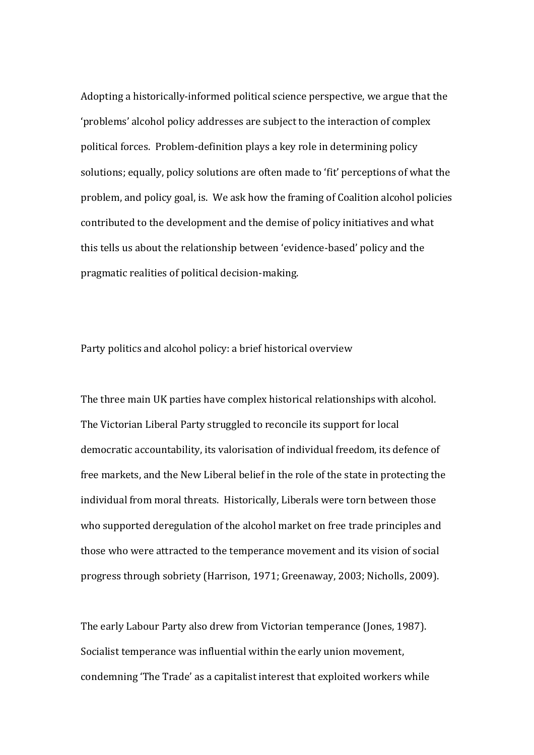Adopting a historically-informed political science perspective, we argue that the 'problems' alcohol policy addresses are subject to the interaction of complex political forces. Problem-definition plays a key role in determining policy solutions; equally, policy solutions are often made to 'fit' perceptions of what the problem, and policy goal, is. We ask how the framing of Coalition alcohol policies contributed to the development and the demise of policy initiatives and what this tells us about the relationship between 'evidence-based' policy and the pragmatic realities of political decision-making.

## Party politics and alcohol policy: a brief historical overview

The three main UK parties have complex historical relationships with alcohol. The Victorian Liberal Party struggled to reconcile its support for local democratic accountability, its valorisation of individual freedom, its defence of free markets, and the New Liberal belief in the role of the state in protecting the individual from moral threats. Historically, Liberals were torn between those who supported deregulation of the alcohol market on free trade principles and those who were attracted to the temperance movement and its vision of social progress through sobriety (Harrison, 1971; Greenaway, 2003; Nicholls, 2009).

The early Labour Party also drew from Victorian temperance (Jones, 1987). Socialist temperance was influential within the early union movement, condemning 'The Trade' as a capitalist interest that exploited workers while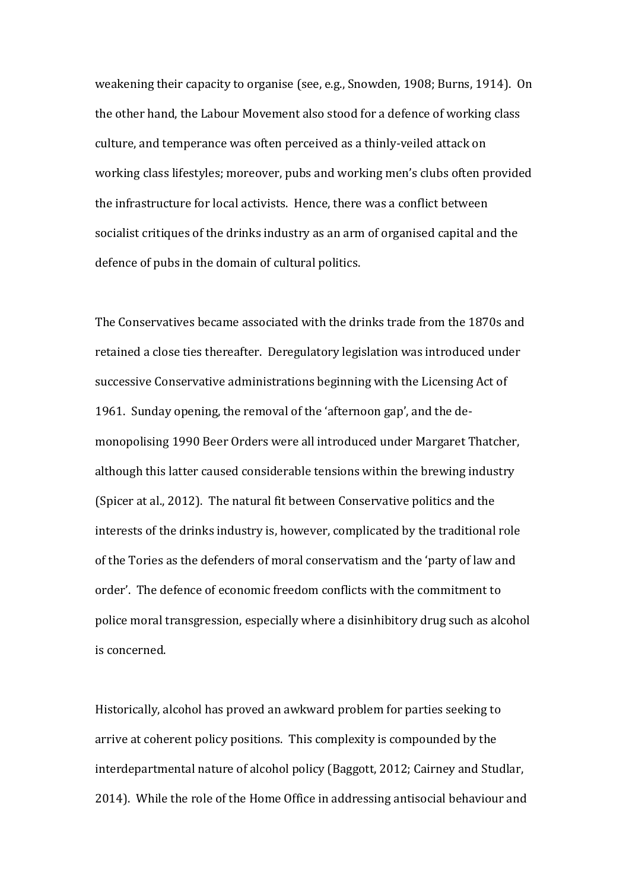weakening their capacity to organise (see, e.g., Snowden, 1908; Burns, 1914). On the other hand, the Labour Movement also stood for a defence of working class culture, and temperance was often perceived as a thinly-veiled attack on working class lifestyles; moreover, pubs and working men's clubs often provided the infrastructure for local activists. Hence, there was a conflict between socialist critiques of the drinks industry as an arm of organised capital and the defence of pubs in the domain of cultural politics.

The Conservatives became associated with the drinks trade from the 1870s and retained a close ties thereafter. Deregulatory legislation was introduced under successive Conservative administrations beginning with the Licensing Act of 1961. Sunday opening, the removal of the 'afternoon gap', and the de-monopolising 1990 Beer Orders were all introduced under Margaret Thatcher, although this latter caused considerable tensions within the brewing industry (Spicer at al., 2012). The natural fit between Conservative politics and the interests of the drinks industry is, however, complicated by the traditional role of the Tories as the defenders of moral conservatism and the 'party of law and order'. The defence of economic freedom conflicts with the commitment to police moral transgression, especially where a disinhibitory drug such as alcohol is concerned.

Historically, alcohol has proved an awkward problem for parties seeking to arrive at coherent policy positions. This complexity is compounded by the interdepartmental nature of alcohol policy (Baggott, 2012; Cairney and Studlar, 2014). While the role of the Home Office in addressing antisocial behaviour and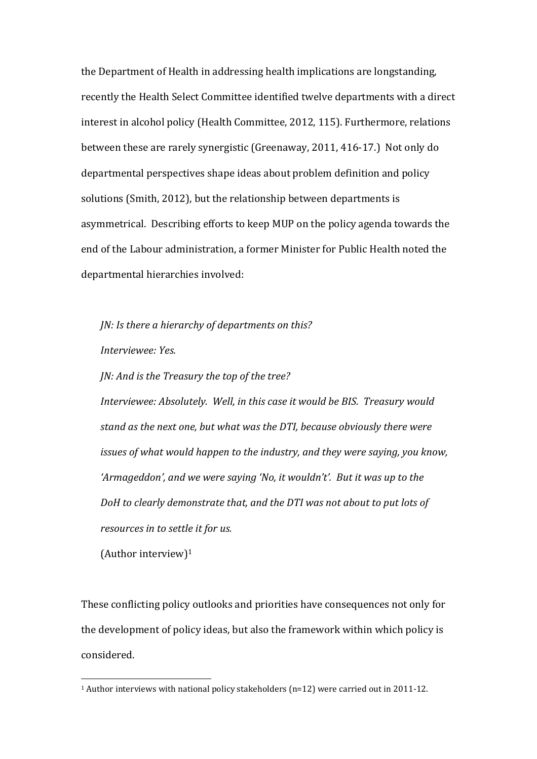the Department of Health in addressing health implications are longstanding, recently the Health Select Committee identified twelve departments with a direct interest in alcohol policy (Health Committee, 2012, 115). Furthermore, relations between these are rarely synergistic (Greenaway, 2011, 416-17.) Not only do departmental perspectives shape ideas about problem definition and policy solutions (Smith, 2012), but the relationship between departments is asymmetrical. Describing efforts to keep MUP on the policy agenda towards the end of the Labour administration, a former Minister for Public Health noted the departmental hierarchies involved:

> *JN: Is there a hierarchy of departments on this?*
>
> *Interviewee: Yes.*
>
> *JN: And is the Treasury the top of the tree?*
>
> *Interviewee: Absolutely. Well, in this case it would be BIS. Treasury would stand as the next one, but what was the DTI, because obviously there were issues of what would happen to the industry, and they were saying, you know, 'Armageddon', and we were saying 'No, it wouldn't'. But it was up to the DoH to clearly demonstrate that, and the DTI was not about to put lots of resources in to settle it for us.*
>
> (Author interview)[1]

These conflicting policy outlooks and priorities have consequences not only for the development of policy ideas, but also the framework within which policy is considered.

[1] Author interviews with national policy stakeholders (n=12) were carried out in 2011-12.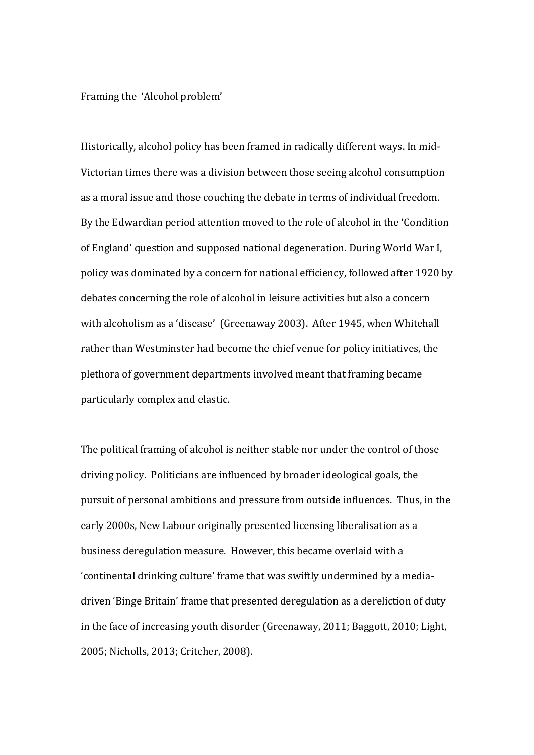## Framing the 'Alcohol problem'

Historically, alcohol policy has been framed in radically different ways. In mid-Victorian times there was a division between those seeing alcohol consumption as a moral issue and those couching the debate in terms of individual freedom. By the Edwardian period attention moved to the role of alcohol in the 'Condition of England' question and supposed national degeneration. During World War I, policy was dominated by a concern for national efficiency, followed after 1920 by debates concerning the role of alcohol in leisure activities but also a concern with alcoholism as a 'disease' (Greenaway 2003). After 1945, when Whitehall rather than Westminster had become the chief venue for policy initiatives, the plethora of government departments involved meant that framing became particularly complex and elastic.

The political framing of alcohol is neither stable nor under the control of those driving policy. Politicians are influenced by broader ideological goals, the pursuit of personal ambitions and pressure from outside influences. Thus, in the early 2000s, New Labour originally presented licensing liberalisation as a business deregulation measure. However, this became overlaid with a 'continental drinking culture' frame that was swiftly undermined by a media-driven 'Binge Britain' frame that presented deregulation as a dereliction of duty in the face of increasing youth disorder (Greenaway, 2011; Baggott, 2010; Light, 2005; Nicholls, 2013; Critcher, 2008).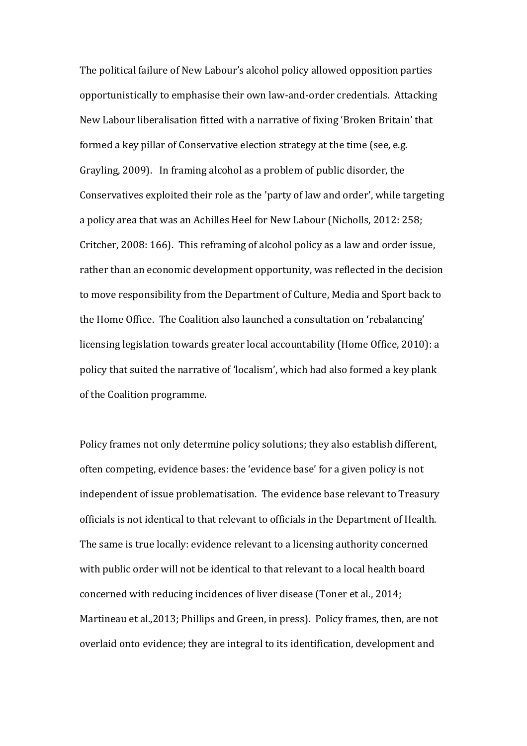The political failure of New Labour's alcohol policy allowed opposition parties opportunistically to emphasise their own law-and-order credentials. Attacking New Labour liberalisation fitted with a narrative of fixing 'Broken Britain' that formed a key pillar of Conservative election strategy at the time (see, e.g. Grayling, 2009). In framing alcohol as a problem of public disorder, the Conservatives exploited their role as the 'party of law and order', while targeting a policy area that was an Achilles Heel for New Labour (Nicholls, 2012: 258; Critcher, 2008: 166). This reframing of alcohol policy as a law and order issue, rather than an economic development opportunity, was reflected in the decision to move responsibility from the Department of Culture, Media and Sport back to the Home Office. The Coalition also launched a consultation on 'rebalancing' licensing legislation towards greater local accountability (Home Office, 2010): a policy that suited the narrative of 'localism', which had also formed a key plank of the Coalition programme.

Policy frames not only determine policy solutions; they also establish different, often competing, evidence bases: the 'evidence base' for a given policy is not independent of issue problematisation. The evidence base relevant to Treasury officials is not identical to that relevant to officials in the Department of Health. The same is true locally: evidence relevant to a licensing authority concerned with public order will not be identical to that relevant to a local health board concerned with reducing incidences of liver disease (Toner et al., 2014; Martineau et al.,2013; Phillips and Green, in press). Policy frames, then, are not overlaid onto evidence; they are integral to its identification, development and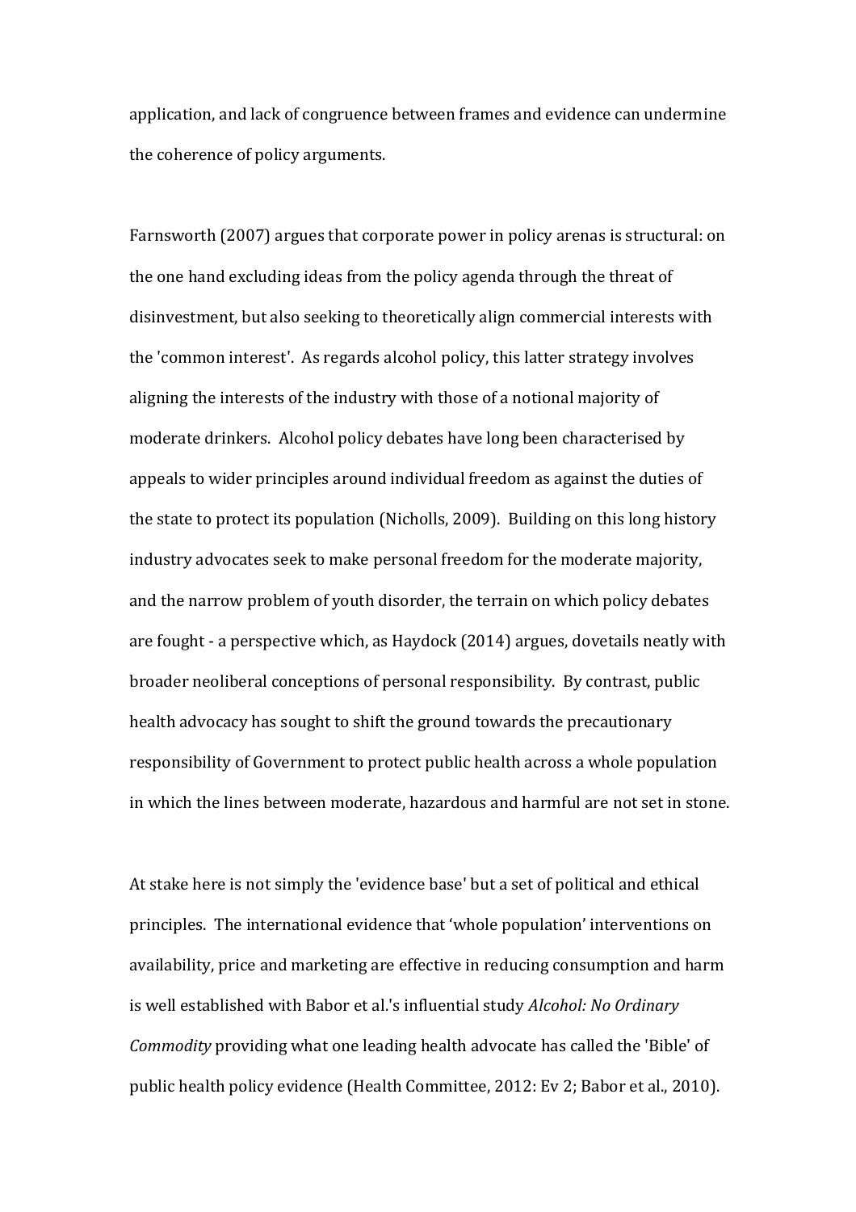application, and lack of congruence between frames and evidence can undermine the coherence of policy arguments.

Farnsworth (2007) argues that corporate power in policy arenas is structural: on the one hand excluding ideas from the policy agenda through the threat of disinvestment, but also seeking to theoretically align commercial interests with the 'common interest'. As regards alcohol policy, this latter strategy involves aligning the interests of the industry with those of a notional majority of moderate drinkers. Alcohol policy debates have long been characterised by appeals to wider principles around individual freedom as against the duties of the state to protect its population (Nicholls, 2009). Building on this long history industry advocates seek to make personal freedom for the moderate majority, and the narrow problem of youth disorder, the terrain on which policy debates are fought - a perspective which, as Haydock (2014) argues, dovetails neatly with broader neoliberal conceptions of personal responsibility. By contrast, public health advocacy has sought to shift the ground towards the precautionary responsibility of Government to protect public health across a whole population in which the lines between moderate, hazardous and harmful are not set in stone.

At stake here is not simply the 'evidence base' but a set of political and ethical principles. The international evidence that 'whole population' interventions on availability, price and marketing are effective in reducing consumption and harm is well established with Babor et al.'s influential study *Alcohol: No Ordinary Commodity* providing what one leading health advocate has called the 'Bible' of public health policy evidence (Health Committee, 2012: Ev 2; Babor et al., 2010).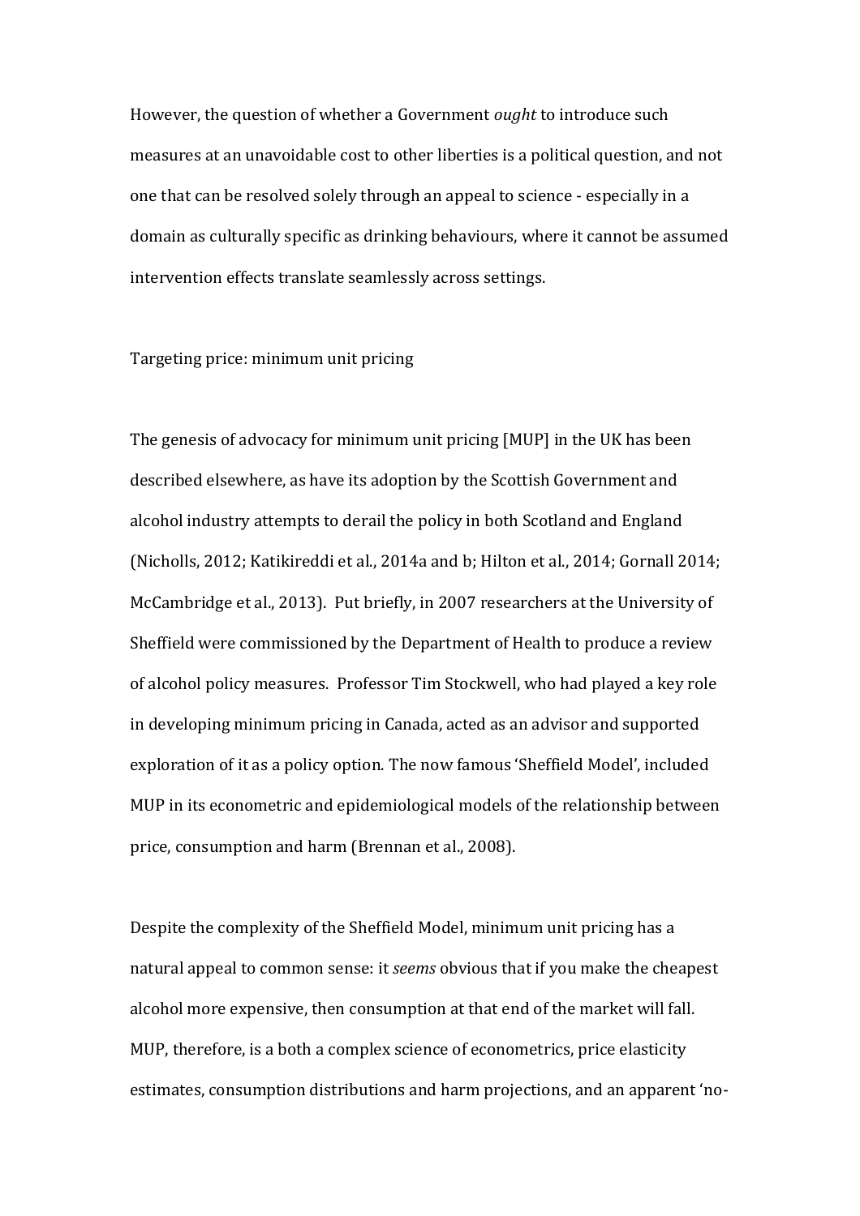However, the question of whether a Government *ought* to introduce such measures at an unavoidable cost to other liberties is a political question, and not one that can be resolved solely through an appeal to science - especially in a domain as culturally specific as drinking behaviours, where it cannot be assumed intervention effects translate seamlessly across settings.

## Targeting price: minimum unit pricing

The genesis of advocacy for minimum unit pricing [MUP] in the UK has been described elsewhere, as have its adoption by the Scottish Government and alcohol industry attempts to derail the policy in both Scotland and England (Nicholls, 2012; Katikireddi et al., 2014a and b; Hilton et al., 2014; Gornall 2014; McCambridge et al., 2013). Put briefly, in 2007 researchers at the University of Sheffield were commissioned by the Department of Health to produce a review of alcohol policy measures. Professor Tim Stockwell, who had played a key role in developing minimum pricing in Canada, acted as an advisor and supported exploration of it as a policy option. The now famous 'Sheffield Model', included MUP in its econometric and epidemiological models of the relationship between price, consumption and harm (Brennan et al., 2008).

Despite the complexity of the Sheffield Model, minimum unit pricing has a natural appeal to common sense: it *seems* obvious that if you make the cheapest alcohol more expensive, then consumption at that end of the market will fall. MUP, therefore, is a both a complex science of econometrics, price elasticity estimates, consumption distributions and harm projections, and an apparent 'no-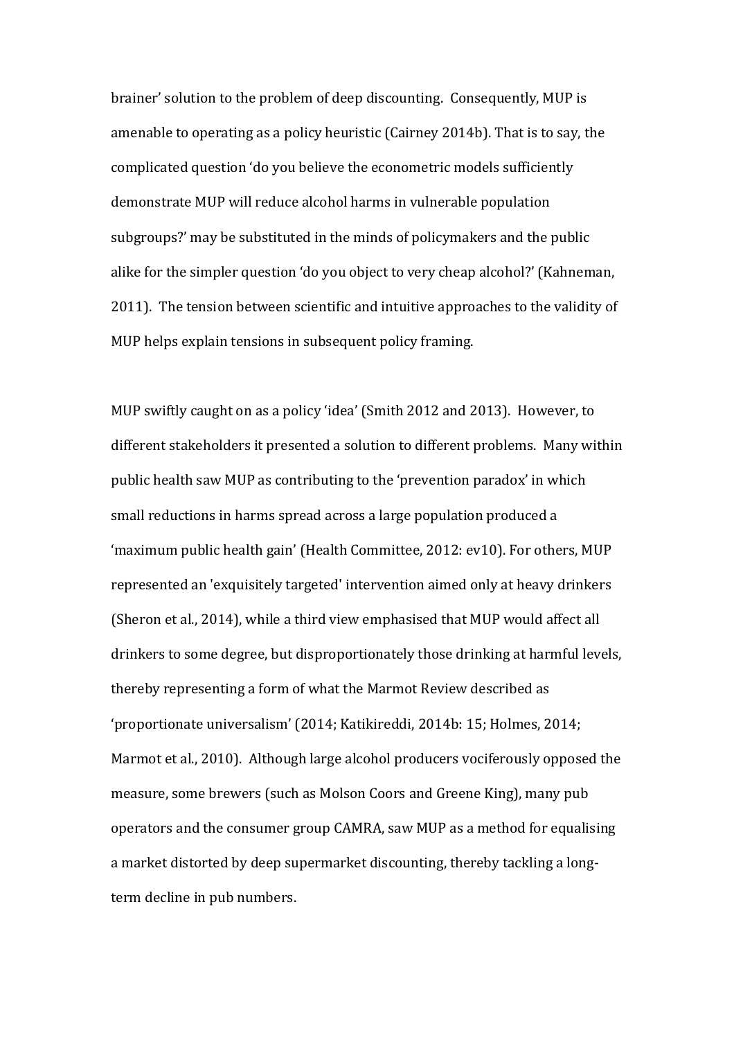brainer' solution to the problem of deep discounting. Consequently, MUP is amenable to operating as a policy heuristic (Cairney 2014b). That is to say, the complicated question 'do you believe the econometric models sufficiently demonstrate MUP will reduce alcohol harms in vulnerable population subgroups?' may be substituted in the minds of policymakers and the public alike for the simpler question 'do you object to very cheap alcohol?' (Kahneman, 2011). The tension between scientific and intuitive approaches to the validity of MUP helps explain tensions in subsequent policy framing.

MUP swiftly caught on as a policy 'idea' (Smith 2012 and 2013). However, to different stakeholders it presented a solution to different problems. Many within public health saw MUP as contributing to the 'prevention paradox' in which small reductions in harms spread across a large population produced a 'maximum public health gain' (Health Committee, 2012: ev10). For others, MUP represented an 'exquisitely targeted' intervention aimed only at heavy drinkers (Sheron et al., 2014), while a third view emphasised that MUP would affect all drinkers to some degree, but disproportionately those drinking at harmful levels, thereby representing a form of what the Marmot Review described as 'proportionate universalism' (2014; Katikireddi, 2014b: 15; Holmes, 2014; Marmot et al., 2010). Although large alcohol producers vociferously opposed the measure, some brewers (such as Molson Coors and Greene King), many pub operators and the consumer group CAMRA, saw MUP as a method for equalising a market distorted by deep supermarket discounting, thereby tackling a long-term decline in pub numbers.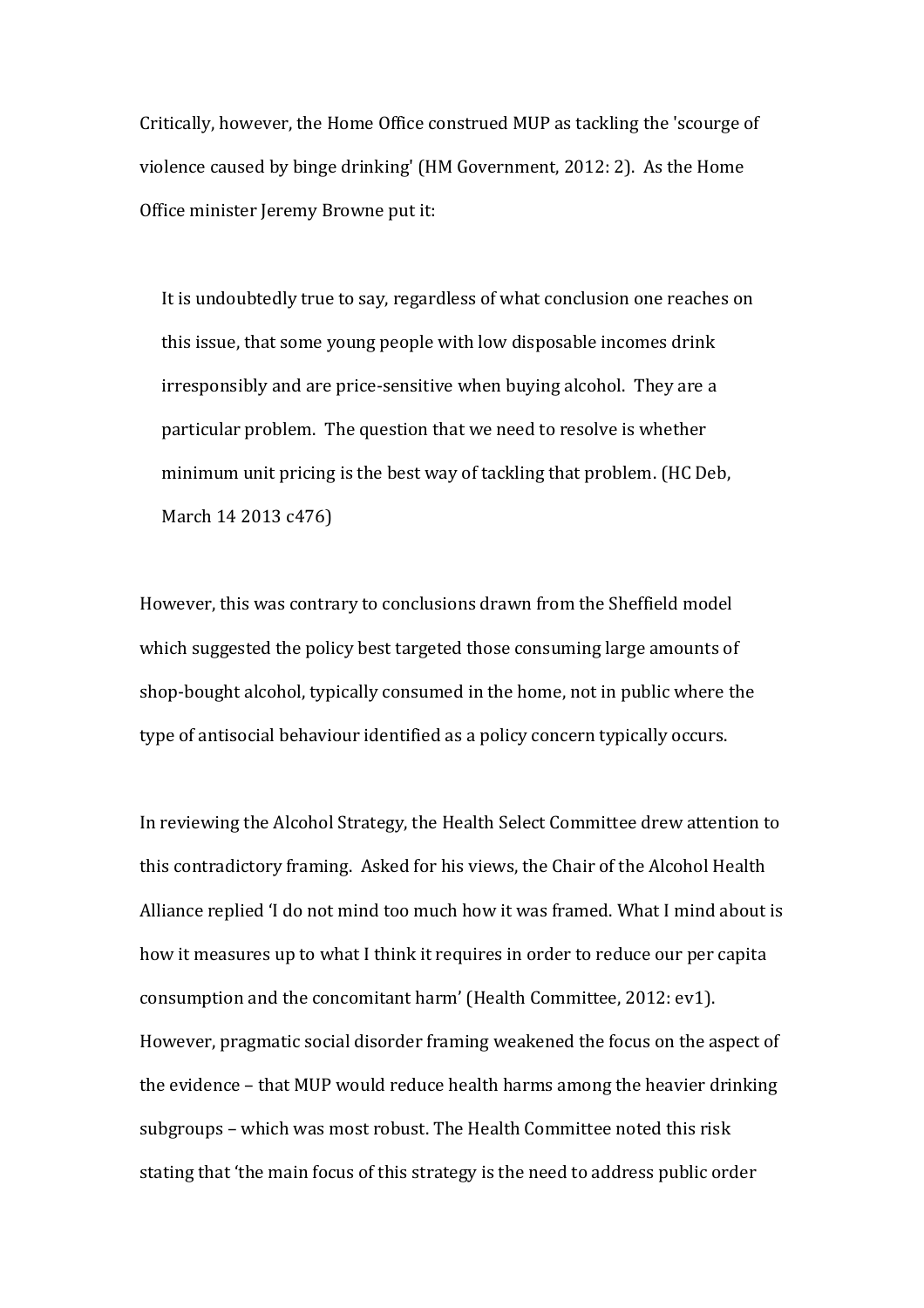Critically, however, the Home Office construed MUP as tackling the 'scourge of violence caused by binge drinking' (HM Government, 2012: 2). As the Home Office minister Jeremy Browne put it:

> It is undoubtedly true to say, regardless of what conclusion one reaches on this issue, that some young people with low disposable incomes drink irresponsibly and are price-sensitive when buying alcohol. They are a particular problem. The question that we need to resolve is whether minimum unit pricing is the best way of tackling that problem. (HC Deb, March 14 2013 c476)

However, this was contrary to conclusions drawn from the Sheffield model which suggested the policy best targeted those consuming large amounts of shop-bought alcohol, typically consumed in the home, not in public where the type of antisocial behaviour identified as a policy concern typically occurs.

In reviewing the Alcohol Strategy, the Health Select Committee drew attention to this contradictory framing. Asked for his views, the Chair of the Alcohol Health Alliance replied 'I do not mind too much how it was framed. What I mind about is how it measures up to what I think it requires in order to reduce our per capita consumption and the concomitant harm' (Health Committee, 2012: ev1). However, pragmatic social disorder framing weakened the focus on the aspect of the evidence – that MUP would reduce health harms among the heavier drinking subgroups – which was most robust. The Health Committee noted this risk stating that 'the main focus of this strategy is the need to address public order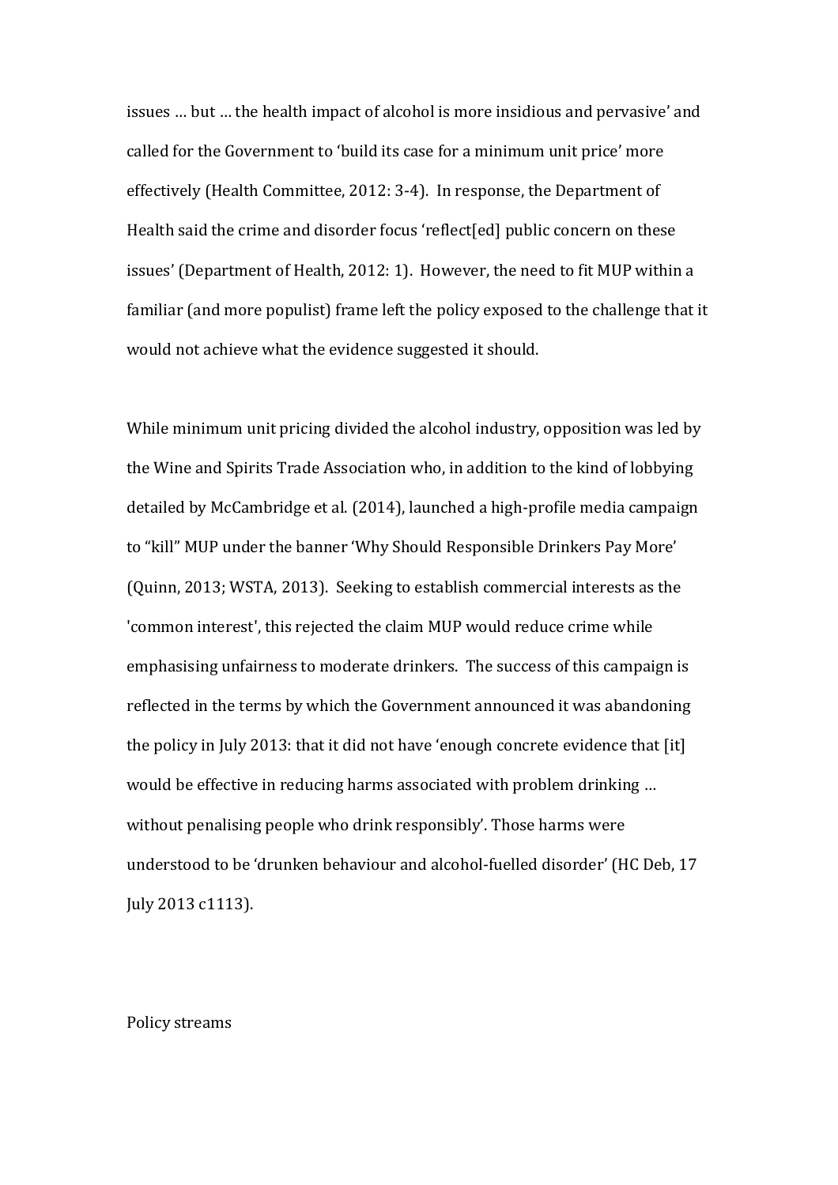issues … but … the health impact of alcohol is more insidious and pervasive' and called for the Government to 'build its case for a minimum unit price' more effectively (Health Committee, 2012: 3-4). In response, the Department of Health said the crime and disorder focus 'reflect[ed] public concern on these issues' (Department of Health, 2012: 1). However, the need to fit MUP within a familiar (and more populist) frame left the policy exposed to the challenge that it would not achieve what the evidence suggested it should.

While minimum unit pricing divided the alcohol industry, opposition was led by the Wine and Spirits Trade Association who, in addition to the kind of lobbying detailed by McCambridge et al. (2014), launched a high-profile media campaign to "kill" MUP under the banner 'Why Should Responsible Drinkers Pay More' (Quinn, 2013; WSTA, 2013). Seeking to establish commercial interests as the 'common interest', this rejected the claim MUP would reduce crime while emphasising unfairness to moderate drinkers. The success of this campaign is reflected in the terms by which the Government announced it was abandoning the policy in July 2013: that it did not have 'enough concrete evidence that [it] would be effective in reducing harms associated with problem drinking … without penalising people who drink responsibly'. Those harms were understood to be 'drunken behaviour and alcohol-fuelled disorder' (HC Deb, 17 July 2013 c1113).

## Policy streams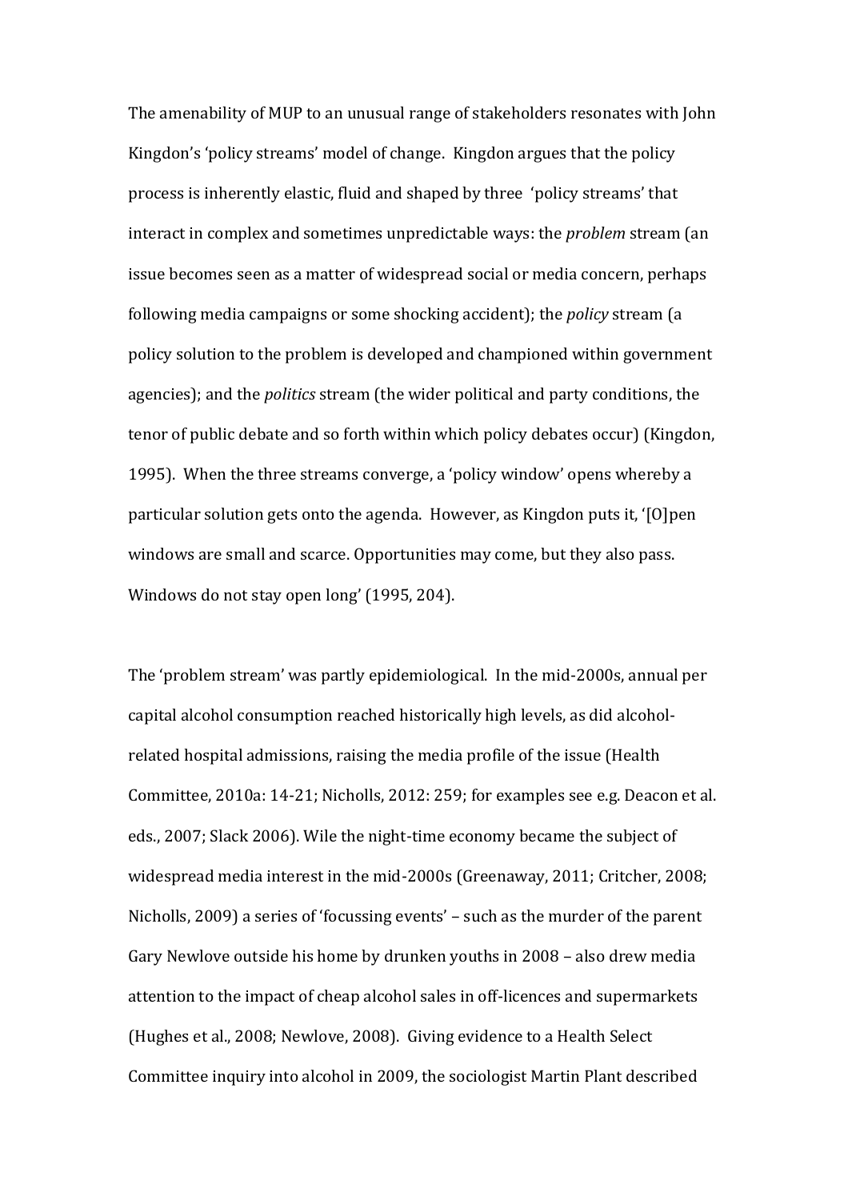The amenability of MUP to an unusual range of stakeholders resonates with John Kingdon's 'policy streams' model of change. Kingdon argues that the policy process is inherently elastic, fluid and shaped by three 'policy streams' that interact in complex and sometimes unpredictable ways: the *problem* stream (an issue becomes seen as a matter of widespread social or media concern, perhaps following media campaigns or some shocking accident); the *policy* stream (a policy solution to the problem is developed and championed within government agencies); and the *politics* stream (the wider political and party conditions, the tenor of public debate and so forth within which policy debates occur) (Kingdon, 1995). When the three streams converge, a 'policy window' opens whereby a particular solution gets onto the agenda. However, as Kingdon puts it, '[O]pen windows are small and scarce. Opportunities may come, but they also pass. Windows do not stay open long' (1995, 204).

The 'problem stream' was partly epidemiological. In the mid-2000s, annual per capital alcohol consumption reached historically high levels, as did alcohol-related hospital admissions, raising the media profile of the issue (Health Committee, 2010a: 14-21; Nicholls, 2012: 259; for examples see e.g. Deacon et al. eds., 2007; Slack 2006). Wile the night-time economy became the subject of widespread media interest in the mid-2000s (Greenaway, 2011; Critcher, 2008; Nicholls, 2009) a series of 'focussing events' – such as the murder of the parent Gary Newlove outside his home by drunken youths in 2008 – also drew media attention to the impact of cheap alcohol sales in off-licences and supermarkets (Hughes et al., 2008; Newlove, 2008). Giving evidence to a Health Select Committee inquiry into alcohol in 2009, the sociologist Martin Plant described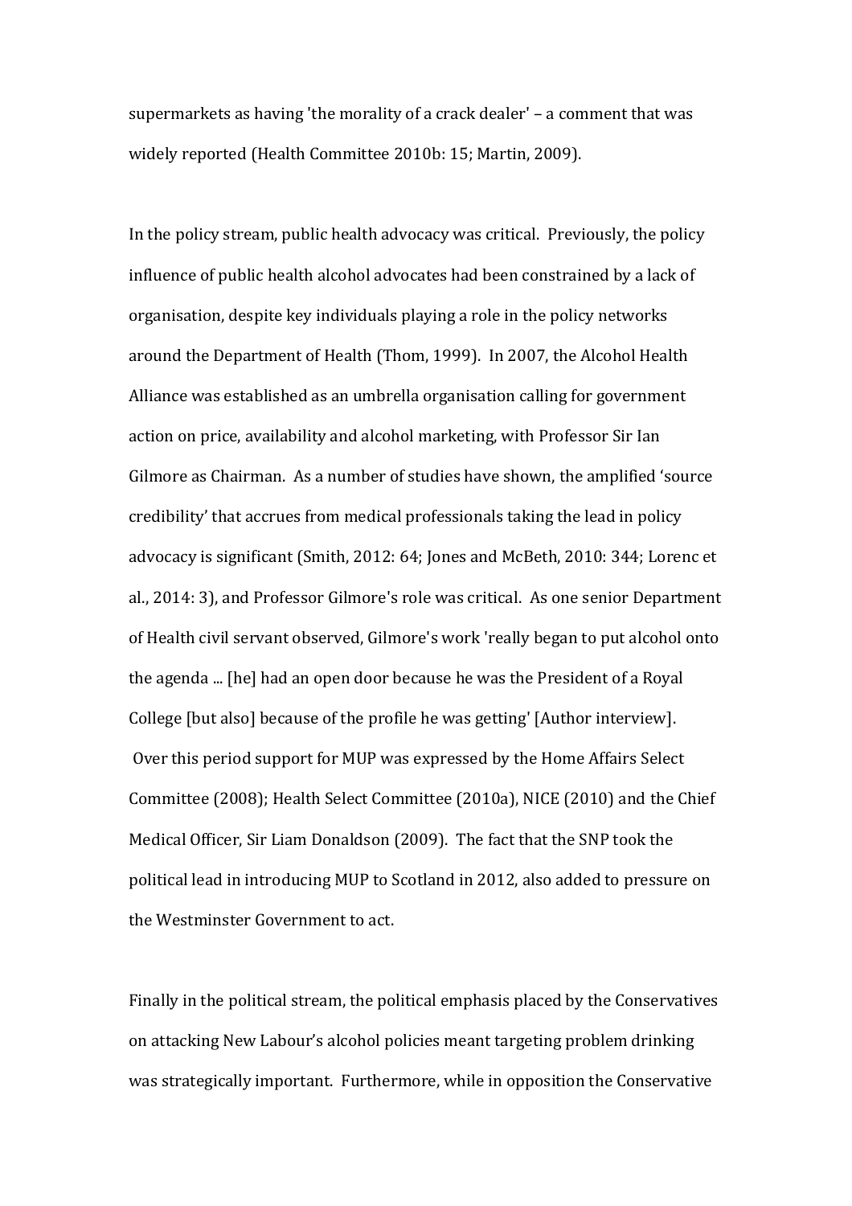supermarkets as having 'the morality of a crack dealer' – a comment that was widely reported (Health Committee 2010b: 15; Martin, 2009).

In the policy stream, public health advocacy was critical. Previously, the policy influence of public health alcohol advocates had been constrained by a lack of organisation, despite key individuals playing a role in the policy networks around the Department of Health (Thom, 1999). In 2007, the Alcohol Health Alliance was established as an umbrella organisation calling for government action on price, availability and alcohol marketing, with Professor Sir Ian Gilmore as Chairman. As a number of studies have shown, the amplified 'source credibility' that accrues from medical professionals taking the lead in policy advocacy is significant (Smith, 2012: 64; Jones and McBeth, 2010: 344; Lorenc et al., 2014: 3), and Professor Gilmore's role was critical. As one senior Department of Health civil servant observed, Gilmore's work 'really began to put alcohol onto the agenda ... [he] had an open door because he was the President of a Royal College [but also] because of the profile he was getting' [Author interview]. Over this period support for MUP was expressed by the Home Affairs Select Committee (2008); Health Select Committee (2010a), NICE (2010) and the Chief Medical Officer, Sir Liam Donaldson (2009). The fact that the SNP took the political lead in introducing MUP to Scotland in 2012, also added to pressure on the Westminster Government to act.

Finally in the political stream, the political emphasis placed by the Conservatives on attacking New Labour's alcohol policies meant targeting problem drinking was strategically important. Furthermore, while in opposition the Conservative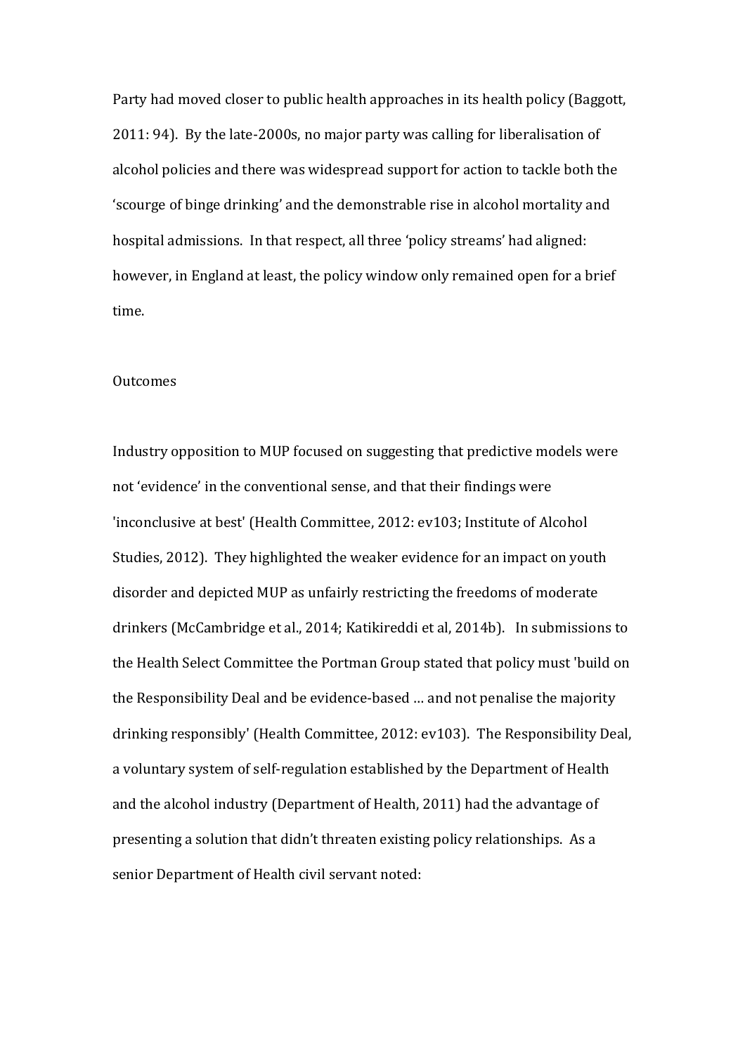Party had moved closer to public health approaches in its health policy (Baggott, 2011: 94). By the late-2000s, no major party was calling for liberalisation of alcohol policies and there was widespread support for action to tackle both the 'scourge of binge drinking' and the demonstrable rise in alcohol mortality and hospital admissions. In that respect, all three 'policy streams' had aligned: however, in England at least, the policy window only remained open for a brief time.

## Outcomes

Industry opposition to MUP focused on suggesting that predictive models were not 'evidence' in the conventional sense, and that their findings were 'inconclusive at best' (Health Committee, 2012: ev103; Institute of Alcohol Studies, 2012). They highlighted the weaker evidence for an impact on youth disorder and depicted MUP as unfairly restricting the freedoms of moderate drinkers (McCambridge et al., 2014; Katikireddi et al, 2014b). In submissions to the Health Select Committee the Portman Group stated that policy must 'build on the Responsibility Deal and be evidence-based … and not penalise the majority drinking responsibly' (Health Committee, 2012: ev103). The Responsibility Deal, a voluntary system of self-regulation established by the Department of Health and the alcohol industry (Department of Health, 2011) had the advantage of presenting a solution that didn't threaten existing policy relationships. As a senior Department of Health civil servant noted: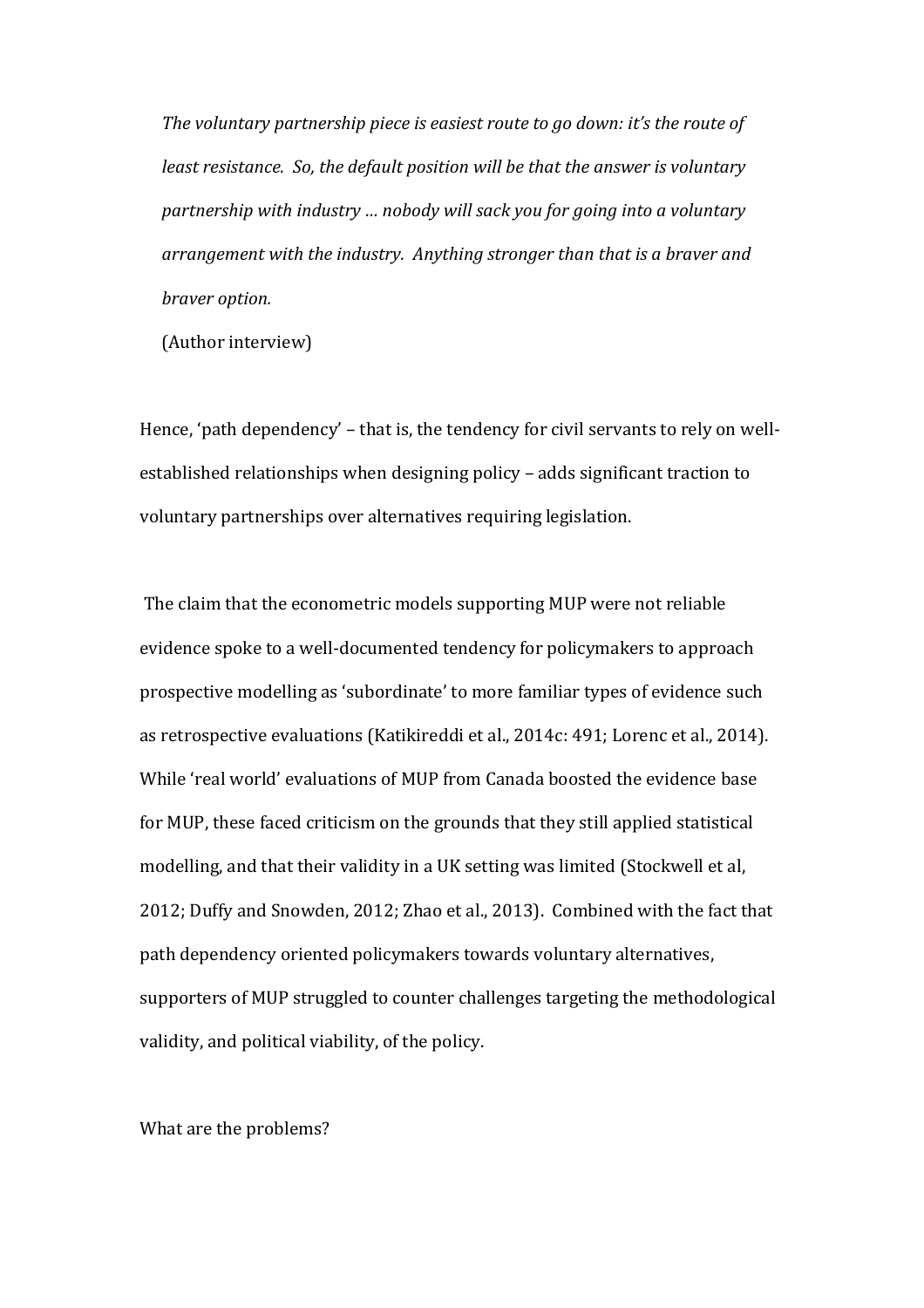> *The voluntary partnership piece is easiest route to go down: it's the route of least resistance. So, the default position will be that the answer is voluntary partnership with industry … nobody will sack you for going into a voluntary arrangement with the industry. Anything stronger than that is a braver and braver option.*
>
> (Author interview)

Hence, 'path dependency' – that is, the tendency for civil servants to rely on well-established relationships when designing policy – adds significant traction to voluntary partnerships over alternatives requiring legislation.

The claim that the econometric models supporting MUP were not reliable evidence spoke to a well-documented tendency for policymakers to approach prospective modelling as 'subordinate' to more familiar types of evidence such as retrospective evaluations (Katikireddi et al., 2014c: 491; Lorenc et al., 2014). While 'real world' evaluations of MUP from Canada boosted the evidence base for MUP, these faced criticism on the grounds that they still applied statistical modelling, and that their validity in a UK setting was limited (Stockwell et al, 2012; Duffy and Snowden, 2012; Zhao et al., 2013). Combined with the fact that path dependency oriented policymakers towards voluntary alternatives, supporters of MUP struggled to counter challenges targeting the methodological validity, and political viability, of the policy.

What are the problems?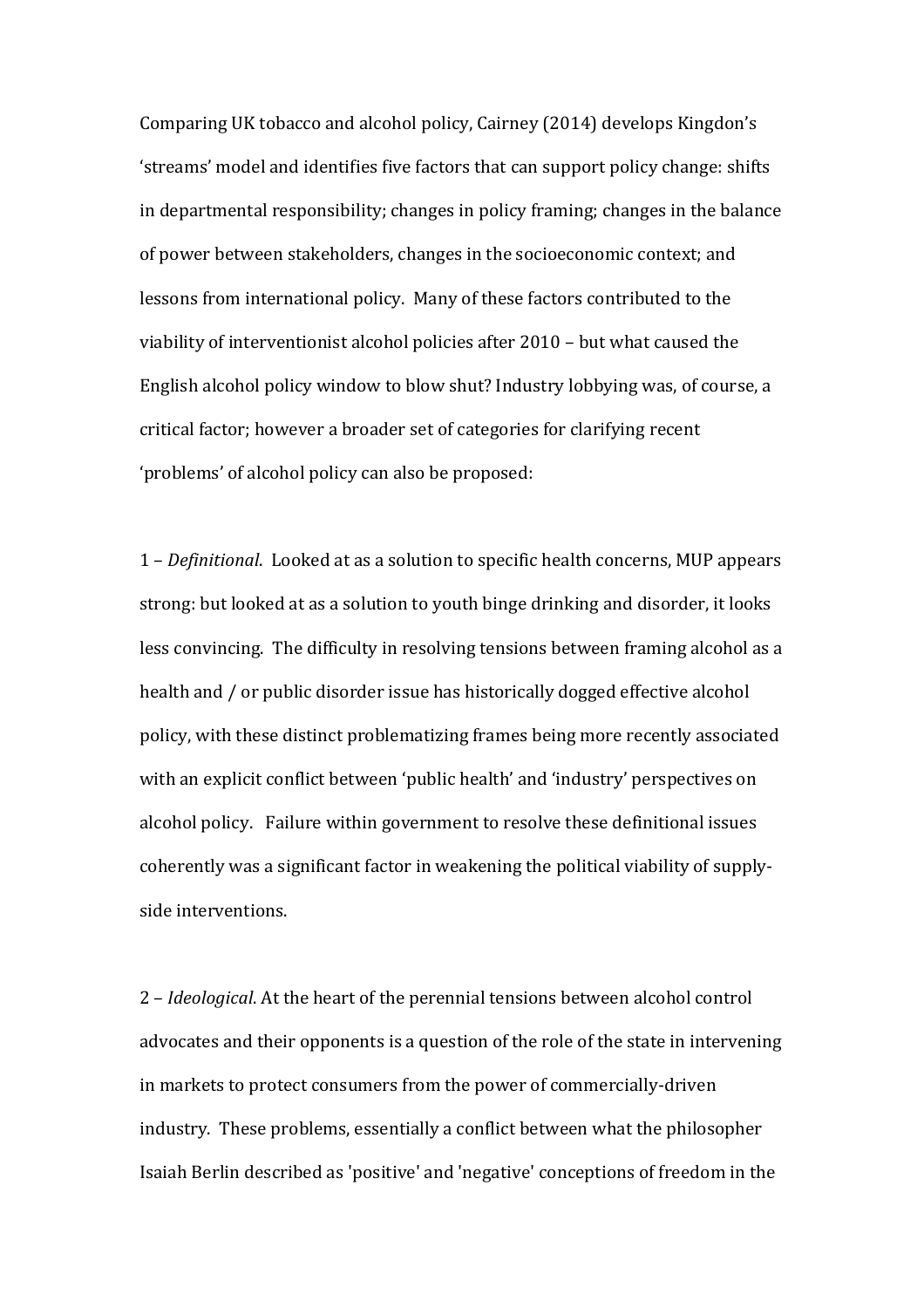Comparing UK tobacco and alcohol policy, Cairney (2014) develops Kingdon's 'streams' model and identifies five factors that can support policy change: shifts in departmental responsibility; changes in policy framing; changes in the balance of power between stakeholders, changes in the socioeconomic context; and lessons from international policy. Many of these factors contributed to the viability of interventionist alcohol policies after 2010 – but what caused the English alcohol policy window to blow shut? Industry lobbying was, of course, a critical factor; however a broader set of categories for clarifying recent 'problems' of alcohol policy can also be proposed:

1 – *Definitional*. Looked at as a solution to specific health concerns, MUP appears strong: but looked at as a solution to youth binge drinking and disorder, it looks less convincing. The difficulty in resolving tensions between framing alcohol as a health and / or public disorder issue has historically dogged effective alcohol policy, with these distinct problematizing frames being more recently associated with an explicit conflict between 'public health' and 'industry' perspectives on alcohol policy. Failure within government to resolve these definitional issues coherently was a significant factor in weakening the political viability of supply-side interventions.

2 – *Ideological*. At the heart of the perennial tensions between alcohol control advocates and their opponents is a question of the role of the state in intervening in markets to protect consumers from the power of commercially-driven industry. These problems, essentially a conflict between what the philosopher Isaiah Berlin described as 'positive' and 'negative' conceptions of freedom in the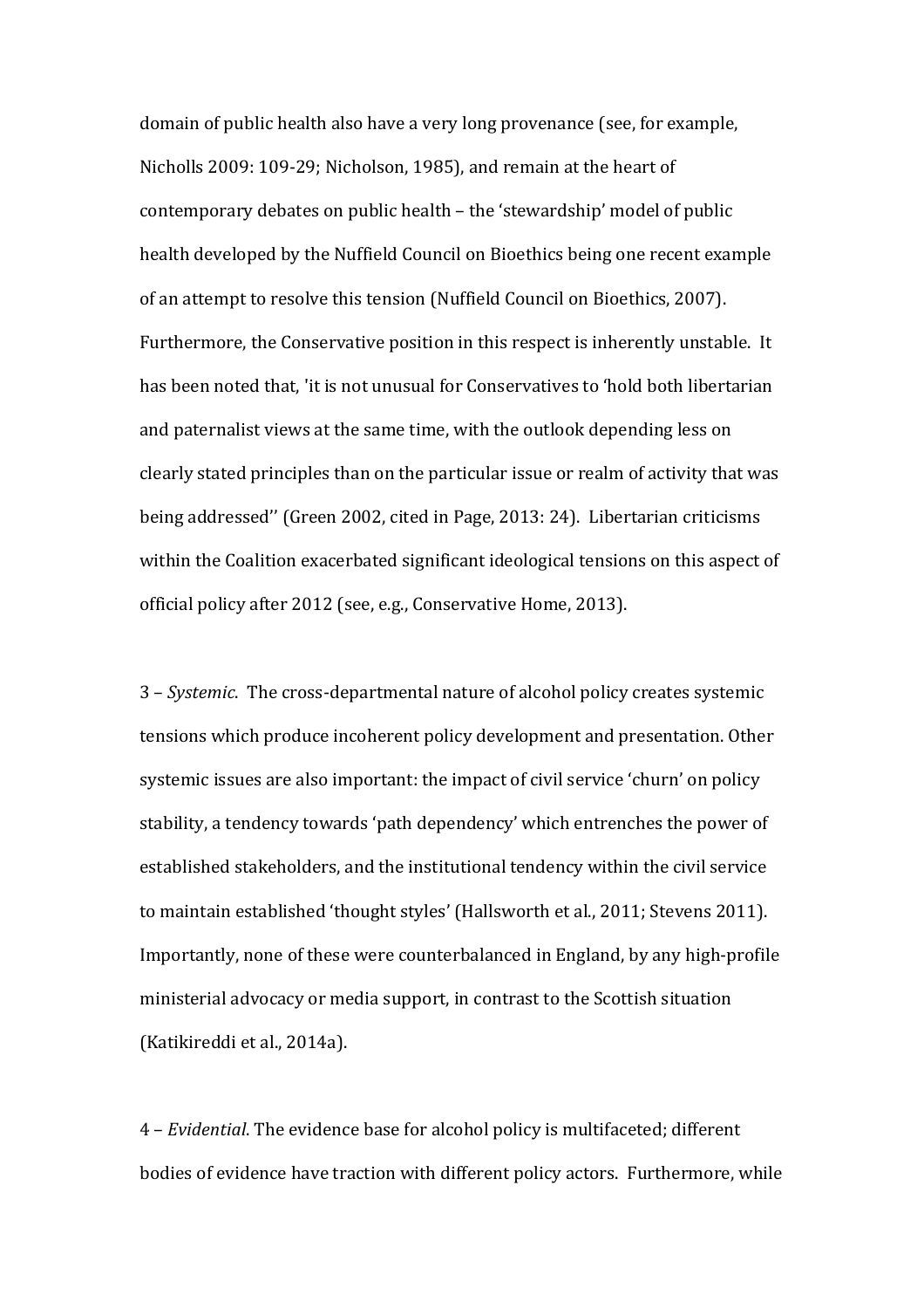domain of public health also have a very long provenance (see, for example, Nicholls 2009: 109-29; Nicholson, 1985), and remain at the heart of contemporary debates on public health – the 'stewardship' model of public health developed by the Nuffield Council on Bioethics being one recent example of an attempt to resolve this tension (Nuffield Council on Bioethics, 2007). Furthermore, the Conservative position in this respect is inherently unstable. It has been noted that, 'it is not unusual for Conservatives to 'hold both libertarian and paternalist views at the same time, with the outlook depending less on clearly stated principles than on the particular issue or realm of activity that was being addressed'' (Green 2002, cited in Page, 2013: 24). Libertarian criticisms within the Coalition exacerbated significant ideological tensions on this aspect of official policy after 2012 (see, e.g., Conservative Home, 2013).

3 – *Systemic*. The cross-departmental nature of alcohol policy creates systemic tensions which produce incoherent policy development and presentation. Other systemic issues are also important: the impact of civil service 'churn' on policy stability, a tendency towards 'path dependency' which entrenches the power of established stakeholders, and the institutional tendency within the civil service to maintain established 'thought styles' (Hallsworth et al., 2011; Stevens 2011). Importantly, none of these were counterbalanced in England, by any high-profile ministerial advocacy or media support, in contrast to the Scottish situation (Katikireddi et al., 2014a).

4 – *Evidential*. The evidence base for alcohol policy is multifaceted; different bodies of evidence have traction with different policy actors. Furthermore, while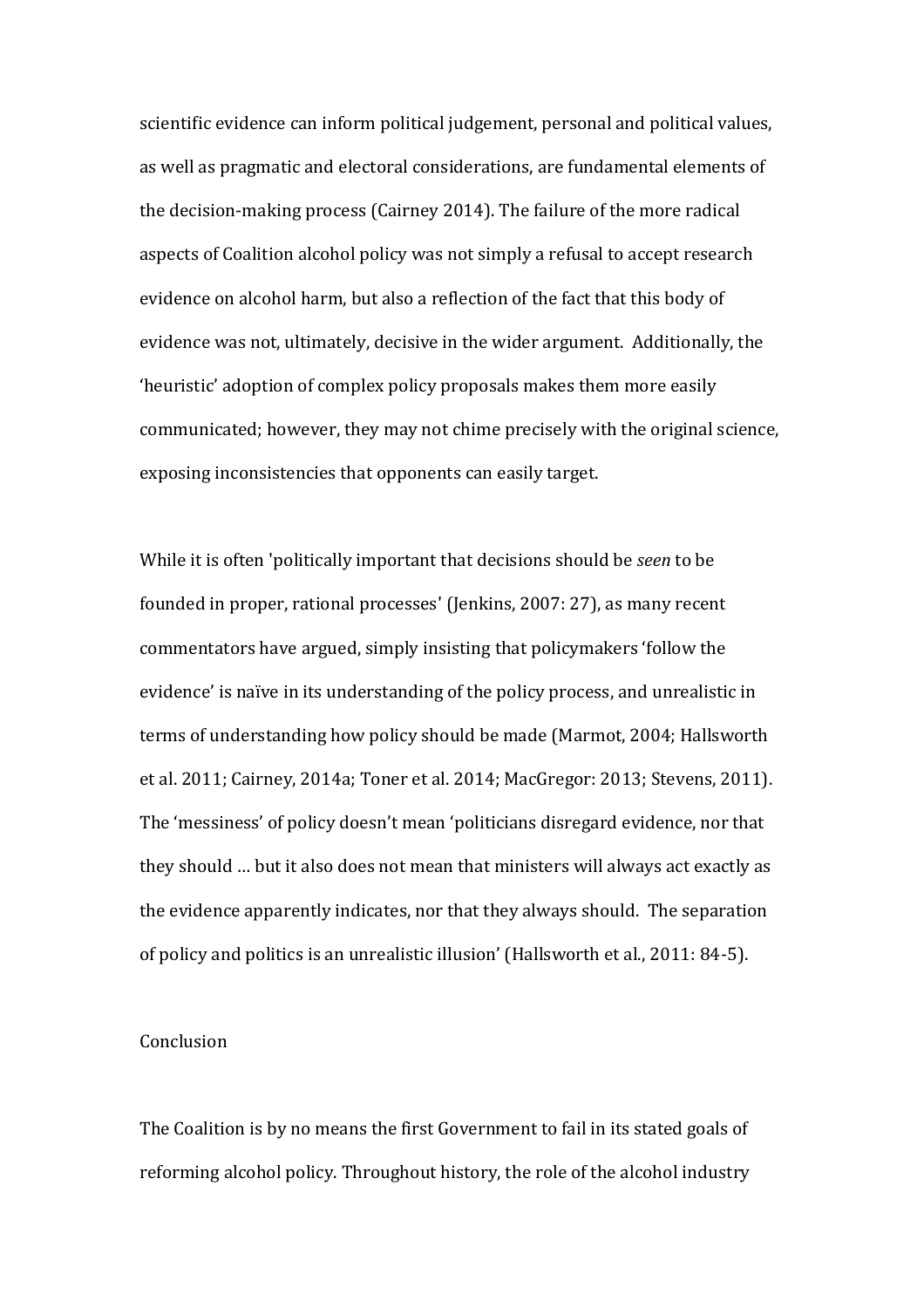scientific evidence can inform political judgement, personal and political values, as well as pragmatic and electoral considerations, are fundamental elements of the decision-making process (Cairney 2014). The failure of the more radical aspects of Coalition alcohol policy was not simply a refusal to accept research evidence on alcohol harm, but also a reflection of the fact that this body of evidence was not, ultimately, decisive in the wider argument. Additionally, the 'heuristic' adoption of complex policy proposals makes them more easily communicated; however, they may not chime precisely with the original science, exposing inconsistencies that opponents can easily target.

While it is often 'politically important that decisions should be *seen* to be founded in proper, rational processes' (Jenkins, 2007: 27), as many recent commentators have argued, simply insisting that policymakers 'follow the evidence' is naïve in its understanding of the policy process, and unrealistic in terms of understanding how policy should be made (Marmot, 2004; Hallsworth et al. 2011; Cairney, 2014a; Toner et al. 2014; MacGregor: 2013; Stevens, 2011). The 'messiness' of policy doesn't mean 'politicians disregard evidence, nor that they should … but it also does not mean that ministers will always act exactly as the evidence apparently indicates, nor that they always should. The separation of policy and politics is an unrealistic illusion' (Hallsworth et al., 2011: 84-5).

## Conclusion

The Coalition is by no means the first Government to fail in its stated goals of reforming alcohol policy. Throughout history, the role of the alcohol industry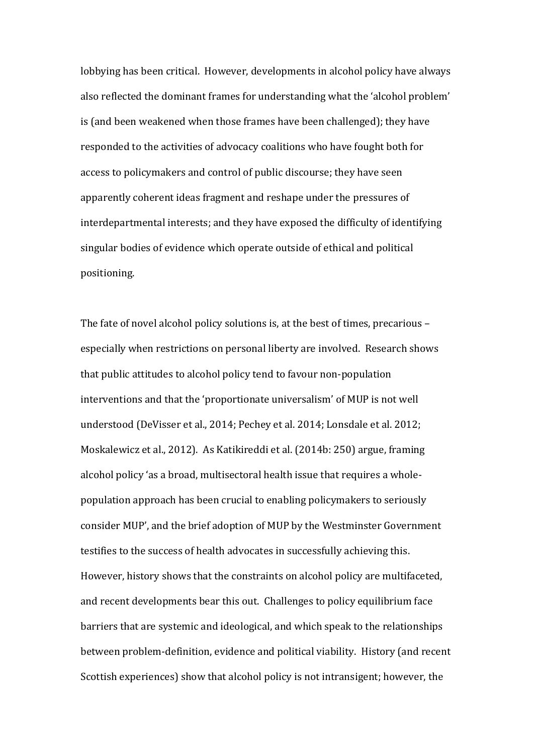lobbying has been critical. However, developments in alcohol policy have always also reflected the dominant frames for understanding what the 'alcohol problem' is (and been weakened when those frames have been challenged); they have responded to the activities of advocacy coalitions who have fought both for access to policymakers and control of public discourse; they have seen apparently coherent ideas fragment and reshape under the pressures of interdepartmental interests; and they have exposed the difficulty of identifying singular bodies of evidence which operate outside of ethical and political positioning.

The fate of novel alcohol policy solutions is, at the best of times, precarious – especially when restrictions on personal liberty are involved. Research shows that public attitudes to alcohol policy tend to favour non-population interventions and that the 'proportionate universalism' of MUP is not well understood (DeVisser et al., 2014; Pechey et al. 2014; Lonsdale et al. 2012; Moskalewicz et al., 2012). As Katikireddi et al. (2014b: 250) argue, framing alcohol policy 'as a broad, multisectoral health issue that requires a whole-population approach has been crucial to enabling policymakers to seriously consider MUP', and the brief adoption of MUP by the Westminster Government testifies to the success of health advocates in successfully achieving this. However, history shows that the constraints on alcohol policy are multifaceted, and recent developments bear this out. Challenges to policy equilibrium face barriers that are systemic and ideological, and which speak to the relationships between problem-definition, evidence and political viability. History (and recent Scottish experiences) show that alcohol policy is not intransigent; however, the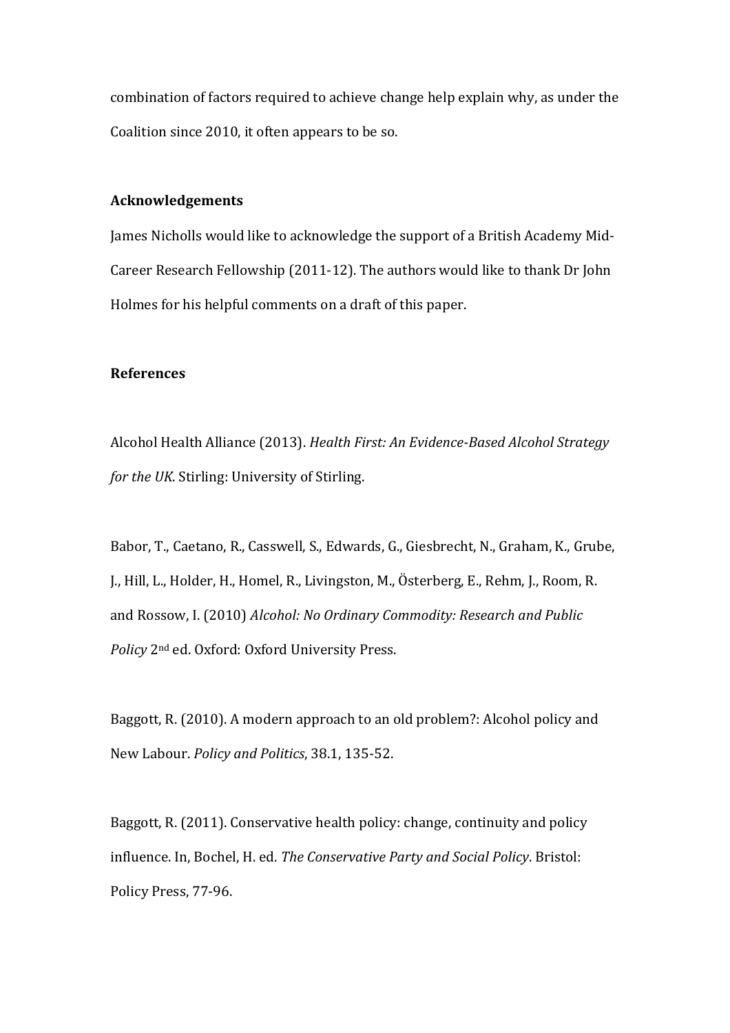combination of factors required to achieve change help explain why, as under the Coalition since 2010, it often appears to be so.

## Acknowledgements

James Nicholls would like to acknowledge the support of a British Academy Mid-Career Research Fellowship (2011-12). The authors would like to thank Dr John Holmes for his helpful comments on a draft of this paper.

## References

Alcohol Health Alliance (2013). *Health First: An Evidence-Based Alcohol Strategy for the UK*. Stirling: University of Stirling.

Babor, T., Caetano, R., Casswell, S., Edwards, G., Giesbrecht, N., Graham, K., Grube, J., Hill, L., Holder, H., Homel, R., Livingston, M., Österberg, E., Rehm, J., Room, R. and Rossow, I. (2010) *Alcohol: No Ordinary Commodity: Research and Public Policy* 2nd ed. Oxford: Oxford University Press.

Baggott, R. (2010). A modern approach to an old problem?: Alcohol policy and New Labour. *Policy and Politics*, 38.1, 135-52.

Baggott, R. (2011). Conservative health policy: change, continuity and policy influence. In, Bochel, H. ed. *The Conservative Party and Social Policy*. Bristol: Policy Press, 77-96.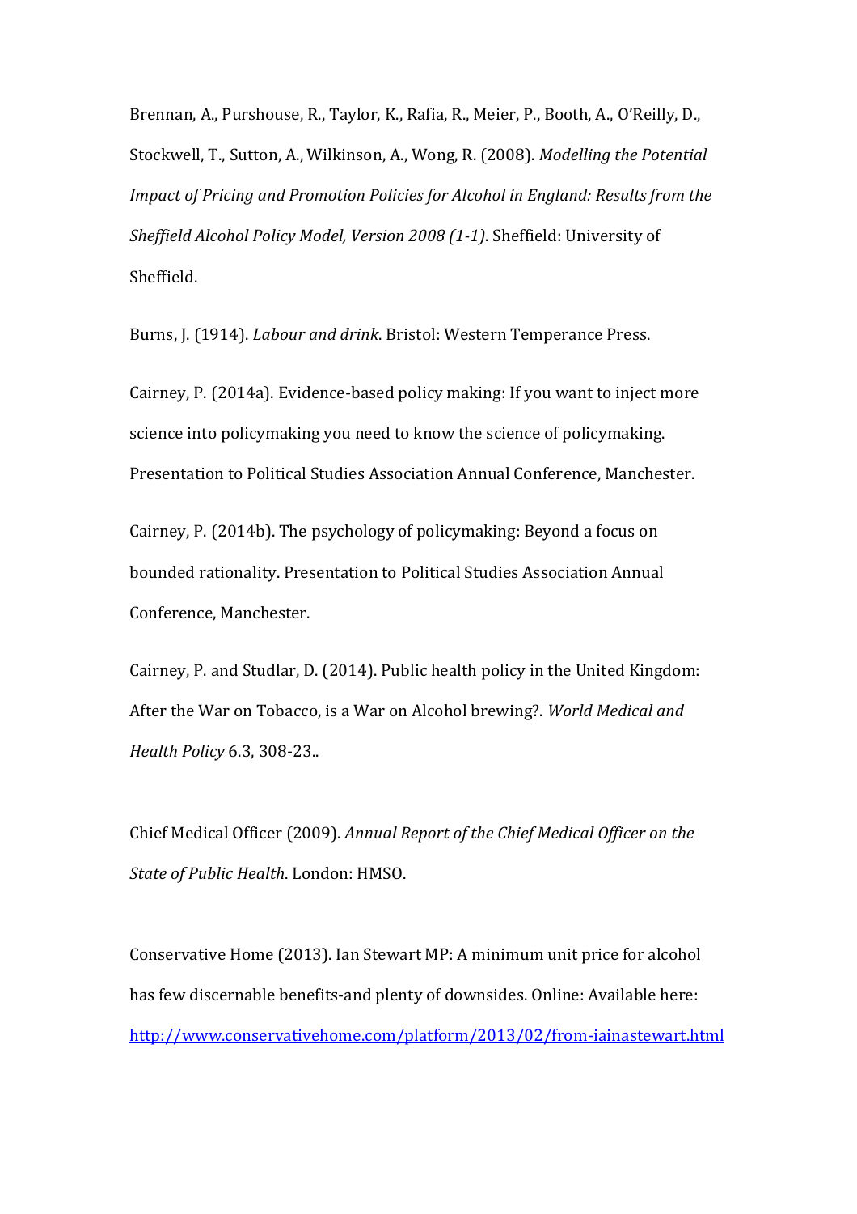Brennan, A., Purshouse, R., Taylor, K., Rafia, R., Meier, P., Booth, A., O'Reilly, D., Stockwell, T., Sutton, A., Wilkinson, A., Wong, R. (2008). *Modelling the Potential Impact of Pricing and Promotion Policies for Alcohol in England: Results from the Sheffield Alcohol Policy Model, Version 2008 (1-1)*. Sheffield: University of Sheffield.

Burns, J. (1914). *Labour and drink*. Bristol: Western Temperance Press.

Cairney, P. (2014a). Evidence-based policy making: If you want to inject more science into policymaking you need to know the science of policymaking. Presentation to Political Studies Association Annual Conference, Manchester.

Cairney, P. (2014b). The psychology of policymaking: Beyond a focus on bounded rationality. Presentation to Political Studies Association Annual Conference, Manchester.

Cairney, P. and Studlar, D. (2014). Public health policy in the United Kingdom: After the War on Tobacco, is a War on Alcohol brewing?. *World Medical and Health Policy* 6.3, 308-23..

Chief Medical Officer (2009). *Annual Report of the Chief Medical Officer on the State of Public Health*. London: HMSO.

Conservative Home (2013). Ian Stewart MP: A minimum unit price for alcohol has few discernable benefits-and plenty of downsides. Online: Available here: http://www.conservativehome.com/platform/2013/02/from-iainastewart.html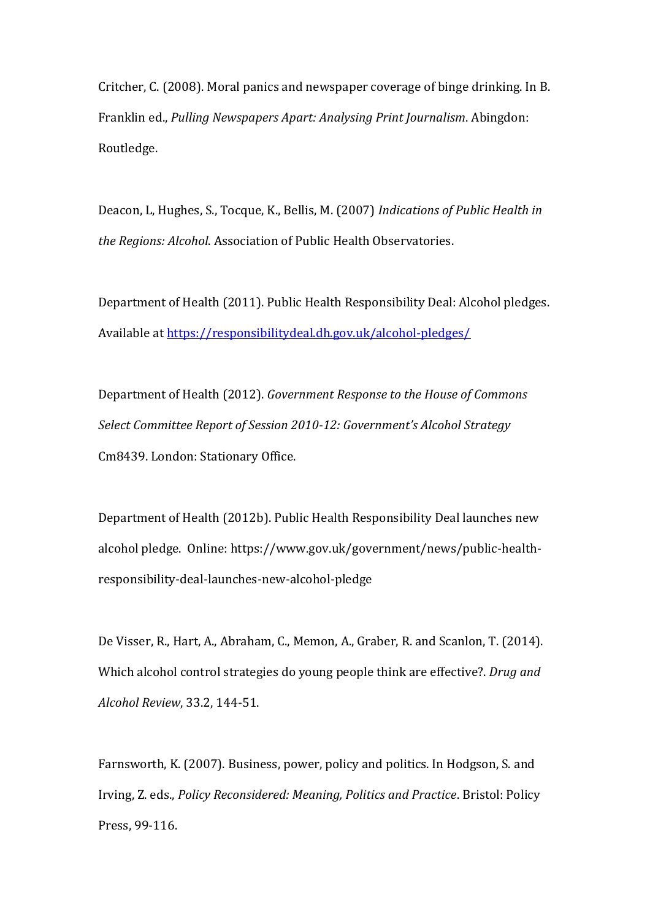Critcher, C. (2008). Moral panics and newspaper coverage of binge drinking. In B. Franklin ed., *Pulling Newspapers Apart: Analysing Print Journalism*. Abingdon: Routledge.

Deacon, L, Hughes, S., Tocque, K., Bellis, M. (2007) *Indications of Public Health in the Regions: Alcohol*. Association of Public Health Observatories.

Department of Health (2011). Public Health Responsibility Deal: Alcohol pledges. Available at https://responsibilitydeal.dh.gov.uk/alcohol-pledges/

Department of Health (2012). *Government Response to the House of Commons Select Committee Report of Session 2010-12: Government's Alcohol Strategy* Cm8439. London: Stationary Office.

Department of Health (2012b). Public Health Responsibility Deal launches new alcohol pledge. Online: https://www.gov.uk/government/news/public-health-responsibility-deal-launches-new-alcohol-pledge

De Visser, R., Hart, A., Abraham, C., Memon, A., Graber, R. and Scanlon, T. (2014). Which alcohol control strategies do young people think are effective?. *Drug and Alcohol Review*, 33.2, 144-51.

Farnsworth, K. (2007). Business, power, policy and politics. In Hodgson, S. and Irving, Z. eds., *Policy Reconsidered: Meaning, Politics and Practice*. Bristol: Policy Press, 99-116.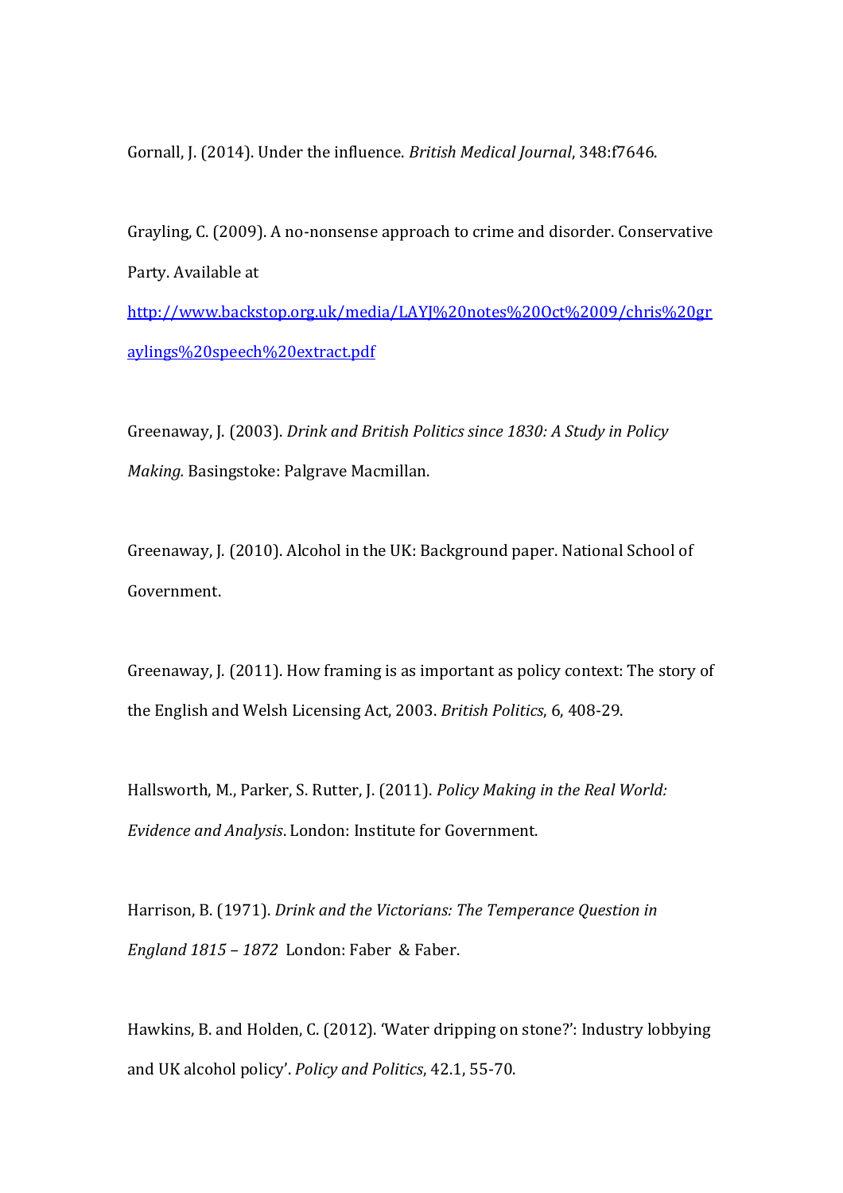Gornall, J. (2014). Under the influence. *British Medical Journal*, 348:f7646.

Grayling, C. (2009). A no-nonsense approach to crime and disorder. Conservative Party. Available at [http://www.backstop.org.uk/media/LAYJ%20notes%20Oct%2009/chris%20graylings%20speech%20extract.pdf](http://www.backstop.org.uk/media/LAYJ%20notes%20Oct%2009/chris%20graylings%20speech%20extract.pdf)

Greenaway, J. (2003). *Drink and British Politics since 1830: A Study in Policy Making.* Basingstoke: Palgrave Macmillan.

Greenaway, J. (2010). Alcohol in the UK: Background paper. National School of Government.

Greenaway, J. (2011). How framing is as important as policy context: The story of the English and Welsh Licensing Act, 2003. *British Politics*, 6, 408-29.

Hallsworth, M., Parker, S. Rutter, J. (2011). *Policy Making in the Real World: Evidence and Analysis*. London: Institute for Government.

Harrison, B. (1971). *Drink and the Victorians: The Temperance Question in England 1815 – 1872* London: Faber & Faber.

Hawkins, B. and Holden, C. (2012). 'Water dripping on stone?': Industry lobbying and UK alcohol policy'. *Policy and Politics*, 42.1, 55-70.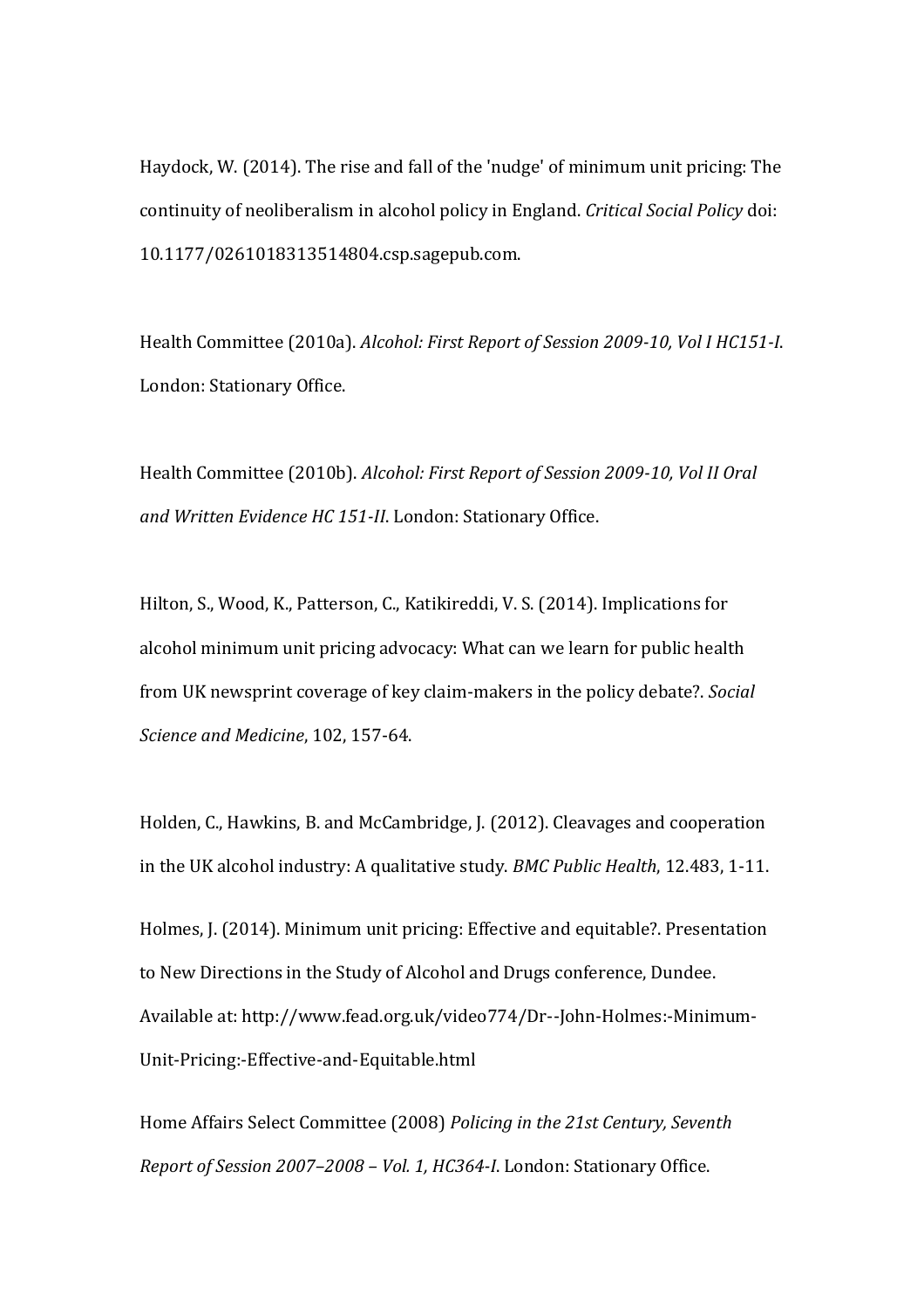Haydock, W. (2014). The rise and fall of the 'nudge' of minimum unit pricing: The continuity of neoliberalism in alcohol policy in England. *Critical Social Policy* doi: 10.1177/0261018313514804.csp.sagepub.com.

Health Committee (2010a). *Alcohol: First Report of Session 2009-10, Vol I HC151-I*. London: Stationary Office.

Health Committee (2010b). *Alcohol: First Report of Session 2009-10, Vol II Oral and Written Evidence HC 151-II*. London: Stationary Office.

Hilton, S., Wood, K., Patterson, C., Katikireddi, V. S. (2014). Implications for alcohol minimum unit pricing advocacy: What can we learn for public health from UK newsprint coverage of key claim-makers in the policy debate?. *Social Science and Medicine*, 102, 157-64.

Holden, C., Hawkins, B. and McCambridge, J. (2012). Cleavages and cooperation in the UK alcohol industry: A qualitative study. *BMC Public Health*, 12.483, 1-11.

Holmes, J. (2014). Minimum unit pricing: Effective and equitable?. Presentation to New Directions in the Study of Alcohol and Drugs conference, Dundee. Available at: http://www.fead.org.uk/video774/Dr--John-Holmes:-Minimum-Unit-Pricing:-Effective-and-Equitable.html

Home Affairs Select Committee (2008) *Policing in the 21st Century, Seventh Report of Session 2007–2008 – Vol. 1, HC364-I*. London: Stationary Office.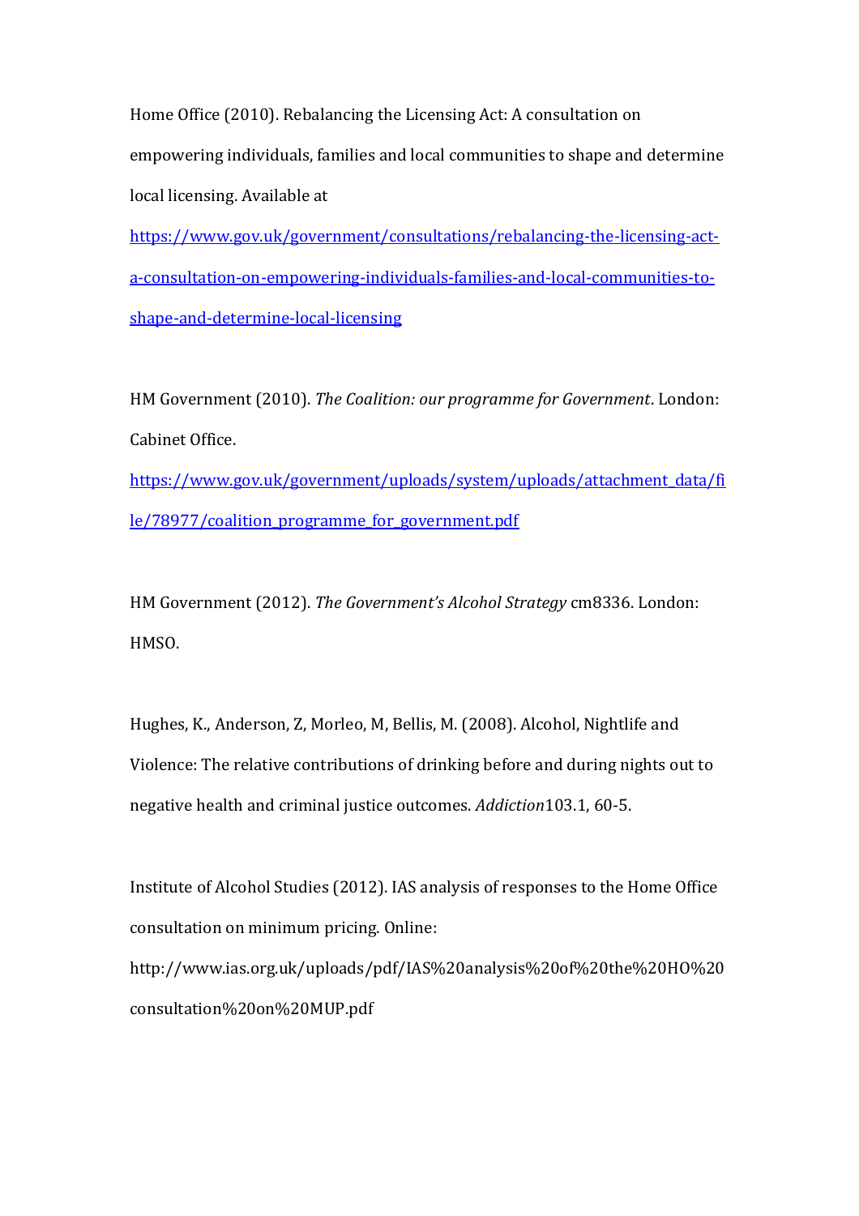Home Office (2010). Rebalancing the Licensing Act: A consultation on empowering individuals, families and local communities to shape and determine local licensing. Available at https://www.gov.uk/government/consultations/rebalancing-the-licensing-act-a-consultation-on-empowering-individuals-families-and-local-communities-to-shape-and-determine-local-licensing

HM Government (2010). *The Coalition: our programme for Government*. London: Cabinet Office. https://www.gov.uk/government/uploads/system/uploads/attachment_data/file/78977/coalition_programme_for_government.pdf

HM Government (2012). *The Government's Alcohol Strategy* cm8336. London: HMSO.

Hughes, K., Anderson, Z, Morleo, M, Bellis, M. (2008). Alcohol, Nightlife and Violence: The relative contributions of drinking before and during nights out to negative health and criminal justice outcomes. *Addiction*103.1, 60-5.

Institute of Alcohol Studies (2012). IAS analysis of responses to the Home Office consultation on minimum pricing. Online: http://www.ias.org.uk/uploads/pdf/IAS%20analysis%20of%20the%20HO%20consultation%20on%20MUP.pdf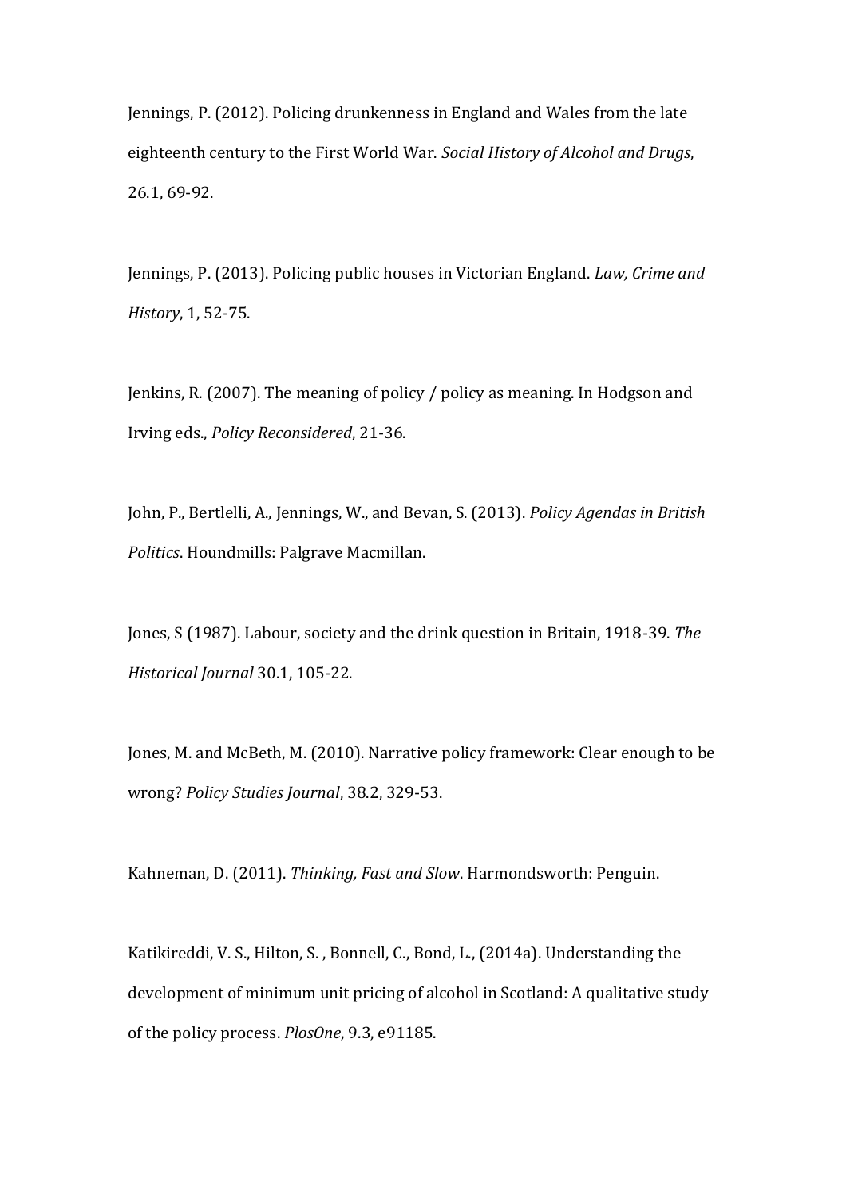Jennings, P. (2012). Policing drunkenness in England and Wales from the late eighteenth century to the First World War. *Social History of Alcohol and Drugs*, 26.1, 69-92.

Jennings, P. (2013). Policing public houses in Victorian England. *Law, Crime and History*, 1, 52-75.

Jenkins, R. (2007). The meaning of policy / policy as meaning. In Hodgson and Irving eds., *Policy Reconsidered*, 21-36.

John, P., Bertlelli, A., Jennings, W., and Bevan, S. (2013). *Policy Agendas in British Politics*. Houndmills: Palgrave Macmillan.

Jones, S (1987). Labour, society and the drink question in Britain, 1918-39. *The Historical Journal* 30.1, 105-22.

Jones, M. and McBeth, M. (2010). Narrative policy framework: Clear enough to be wrong? *Policy Studies Journal*, 38.2, 329-53.

Kahneman, D. (2011). *Thinking, Fast and Slow*. Harmondsworth: Penguin.

Katikireddi, V. S., Hilton, S. , Bonnell, C., Bond, L., (2014a). Understanding the development of minimum unit pricing of alcohol in Scotland: A qualitative study of the policy process. *PlosOne*, 9.3, e91185.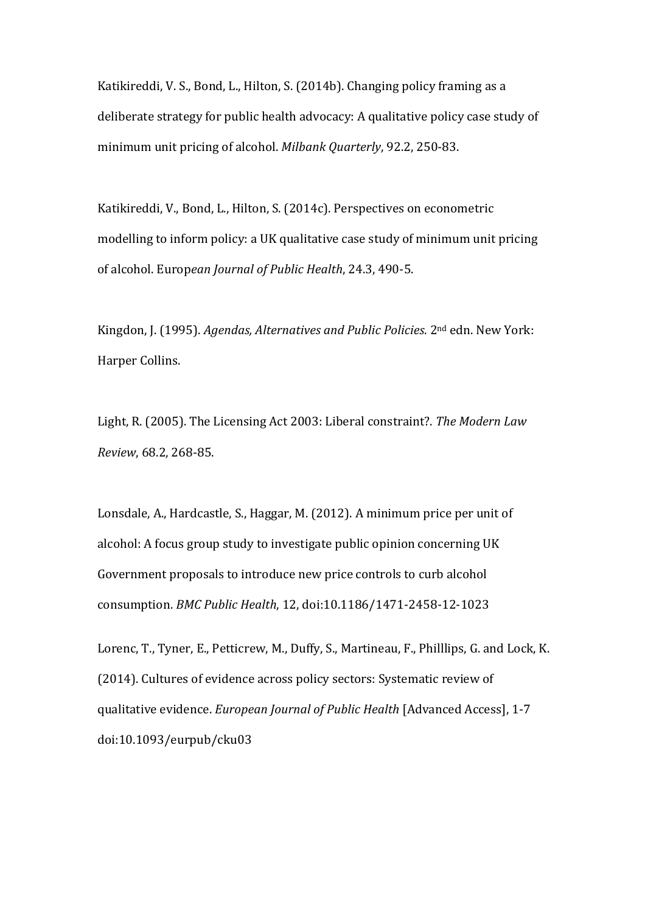Katikireddi, V. S., Bond, L., Hilton, S. (2014b). Changing policy framing as a deliberate strategy for public health advocacy: A qualitative policy case study of minimum unit pricing of alcohol. *Milbank Quarterly*, 92.2, 250-83.

Katikireddi, V., Bond, L., Hilton, S. (2014c). Perspectives on econometric modelling to inform policy: a UK qualitative case study of minimum unit pricing of alcohol. Europ*ean Journal of Public Health*, 24.3, 490-5.

Kingdon, J. (1995). *Agendas, Alternatives and Public Policies*. 2nd edn. New York: Harper Collins.

Light, R. (2005). The Licensing Act 2003: Liberal constraint?. *The Modern Law Review*, 68.2, 268-85.

Lonsdale, A., Hardcastle, S., Haggar, M. (2012). A minimum price per unit of alcohol: A focus group study to investigate public opinion concerning UK Government proposals to introduce new price controls to curb alcohol consumption. *BMC Public Health*, 12, doi:10.1186/1471-2458-12-1023

Lorenc, T., Tyner, E., Petticrew, M., Duffy, S., Martineau, F., Philllips, G. and Lock, K. (2014). Cultures of evidence across policy sectors: Systematic review of qualitative evidence. *European Journal of Public Health* [Advanced Access], 1-7 doi:10.1093/eurpub/cku03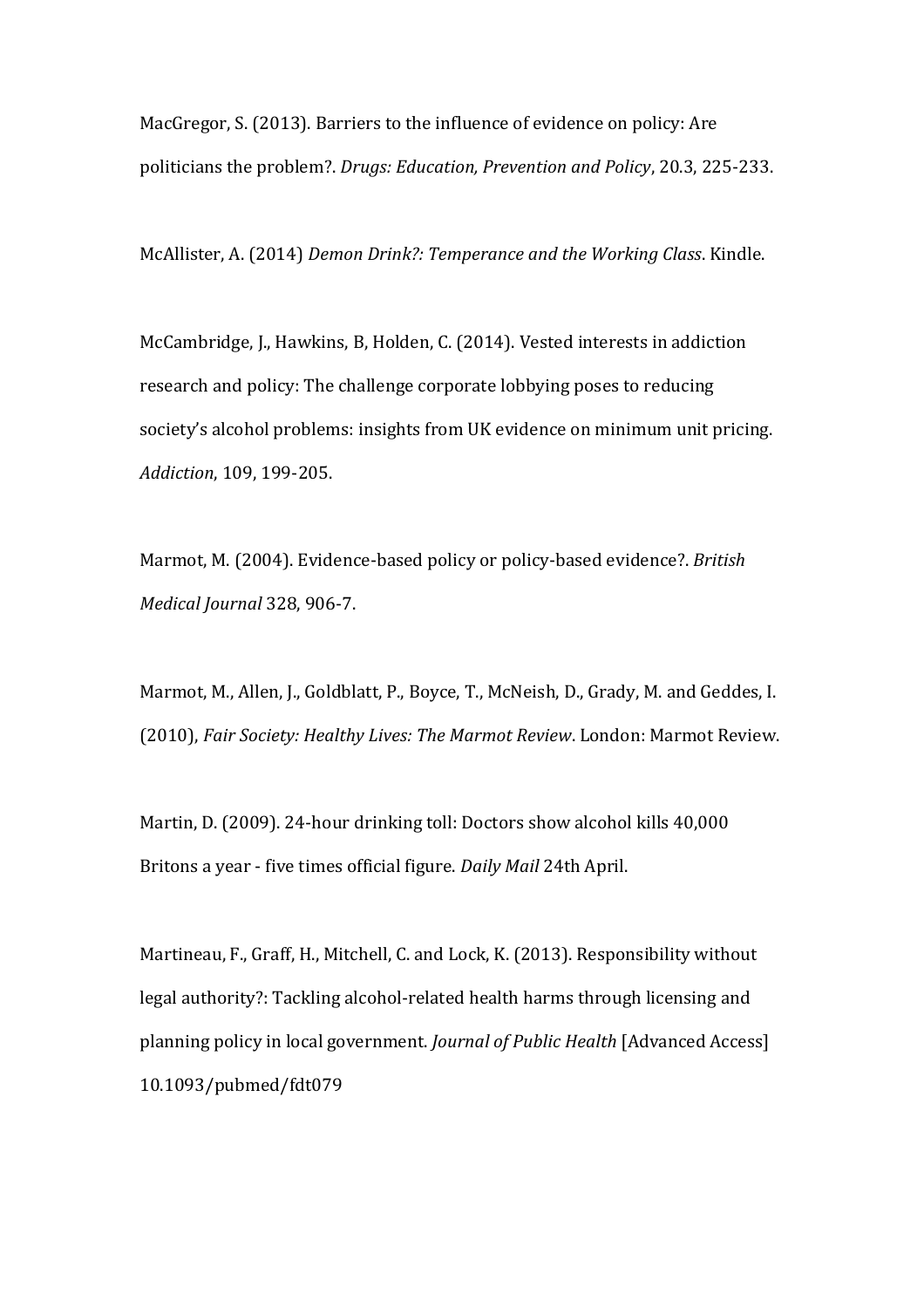MacGregor, S. (2013). Barriers to the influence of evidence on policy: Are politicians the problem?. *Drugs: Education, Prevention and Policy*, 20.3, 225-233.

McAllister, A. (2014) *Demon Drink?: Temperance and the Working Class*. Kindle.

McCambridge, J., Hawkins, B, Holden, C. (2014). Vested interests in addiction research and policy: The challenge corporate lobbying poses to reducing society's alcohol problems: insights from UK evidence on minimum unit pricing. *Addiction*, 109, 199-205.

Marmot, M. (2004). Evidence-based policy or policy-based evidence?. *British Medical Journal* 328, 906-7.

Marmot, M., Allen, J., Goldblatt, P., Boyce, T., McNeish, D., Grady, M. and Geddes, I. (2010), *Fair Society: Healthy Lives: The Marmot Review*. London: Marmot Review.

Martin, D. (2009). 24-hour drinking toll: Doctors show alcohol kills 40,000 Britons a year - five times official figure. *Daily Mail* 24th April.

Martineau, F., Graff, H., Mitchell, C. and Lock, K. (2013). Responsibility without legal authority?: Tackling alcohol-related health harms through licensing and planning policy in local government. *Journal of Public Health* [Advanced Access] 10.1093/pubmed/fdt079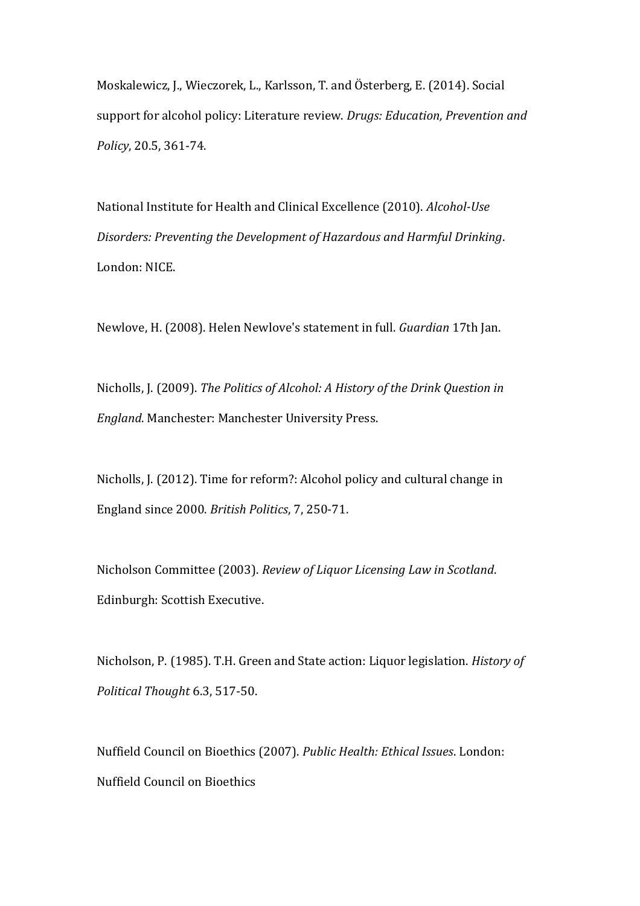Moskalewicz, J., Wieczorek, L., Karlsson, T. and Österberg, E. (2014). Social support for alcohol policy: Literature review. *Drugs: Education, Prevention and Policy*, 20.5, 361-74.

National Institute for Health and Clinical Excellence (2010). *Alcohol-Use Disorders: Preventing the Development of Hazardous and Harmful Drinking*. London: NICE.

Newlove, H. (2008). Helen Newlove's statement in full. *Guardian* 17th Jan.

Nicholls, J. (2009). *The Politics of Alcohol: A History of the Drink Question in England*. Manchester: Manchester University Press.

Nicholls, J. (2012). Time for reform?: Alcohol policy and cultural change in England since 2000. *British Politics*, 7, 250-71.

Nicholson Committee (2003). *Review of Liquor Licensing Law in Scotland*. Edinburgh: Scottish Executive.

Nicholson, P. (1985). T.H. Green and State action: Liquor legislation. *History of Political Thought* 6.3, 517-50.

Nuffield Council on Bioethics (2007). *Public Health: Ethical Issues*. London: Nuffield Council on Bioethics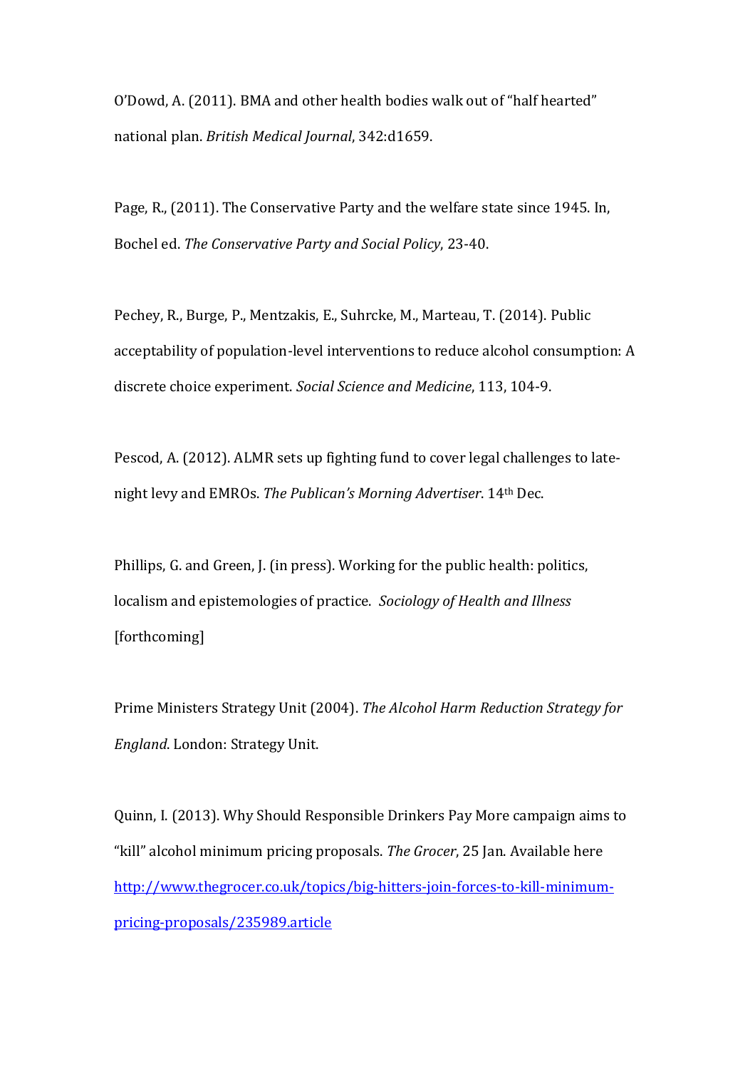O'Dowd, A. (2011). BMA and other health bodies walk out of "half hearted" national plan. *British Medical Journal*, 342:d1659.

Page, R., (2011). The Conservative Party and the welfare state since 1945. In, Bochel ed. *The Conservative Party and Social Policy*, 23-40.

Pechey, R., Burge, P., Mentzakis, E., Suhrcke, M., Marteau, T. (2014). Public acceptability of population-level interventions to reduce alcohol consumption: A discrete choice experiment. *Social Science and Medicine*, 113, 104-9.

Pescod, A. (2012). ALMR sets up fighting fund to cover legal challenges to late-night levy and EMROs. *The Publican's Morning Advertiser*. 14th Dec.

Phillips, G. and Green, J. (in press). Working for the public health: politics, localism and epistemologies of practice. *Sociology of Health and Illness* [forthcoming]

Prime Ministers Strategy Unit (2004). *The Alcohol Harm Reduction Strategy for England*. London: Strategy Unit.

Quinn, I. (2013). Why Should Responsible Drinkers Pay More campaign aims to "kill" alcohol minimum pricing proposals. *The Grocer*, 25 Jan. Available here http://www.thegrocer.co.uk/topics/big-hitters-join-forces-to-kill-minimum-pricing-proposals/235989.article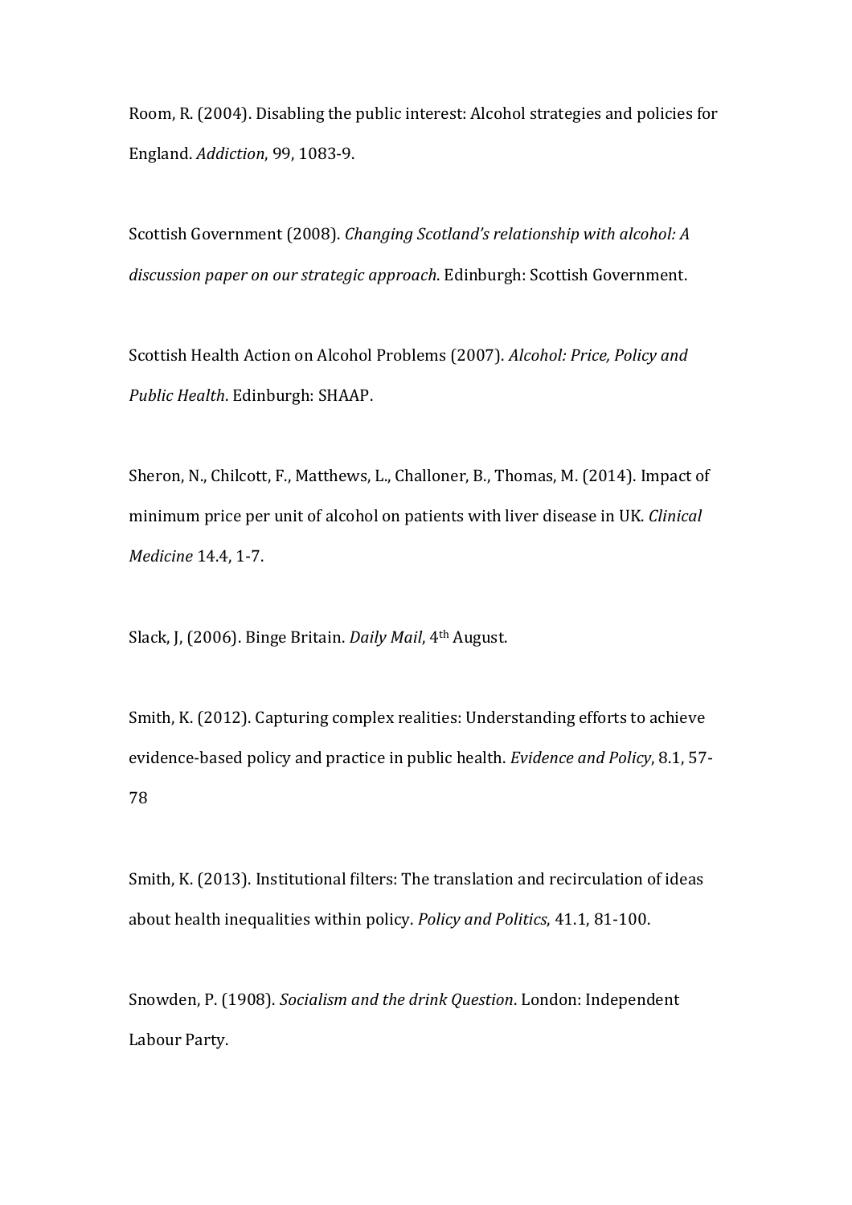Room, R. (2004). Disabling the public interest: Alcohol strategies and policies for England. *Addiction*, 99, 1083-9.

Scottish Government (2008). *Changing Scotland's relationship with alcohol: A discussion paper on our strategic approach*. Edinburgh: Scottish Government.

Scottish Health Action on Alcohol Problems (2007). *Alcohol: Price, Policy and Public Health*. Edinburgh: SHAAP.

Sheron, N., Chilcott, F., Matthews, L., Challoner, B., Thomas, M. (2014). Impact of minimum price per unit of alcohol on patients with liver disease in UK. *Clinical Medicine* 14.4, 1-7.

Slack, J, (2006). Binge Britain. *Daily Mail*, 4th August.

Smith, K. (2012). Capturing complex realities: Understanding efforts to achieve evidence-based policy and practice in public health. *Evidence and Policy*, 8.1, 57-78

Smith, K. (2013). Institutional filters: The translation and recirculation of ideas about health inequalities within policy. *Policy and Politics*, 41.1, 81-100.

Snowden, P. (1908). *Socialism and the drink Question*. London: Independent Labour Party.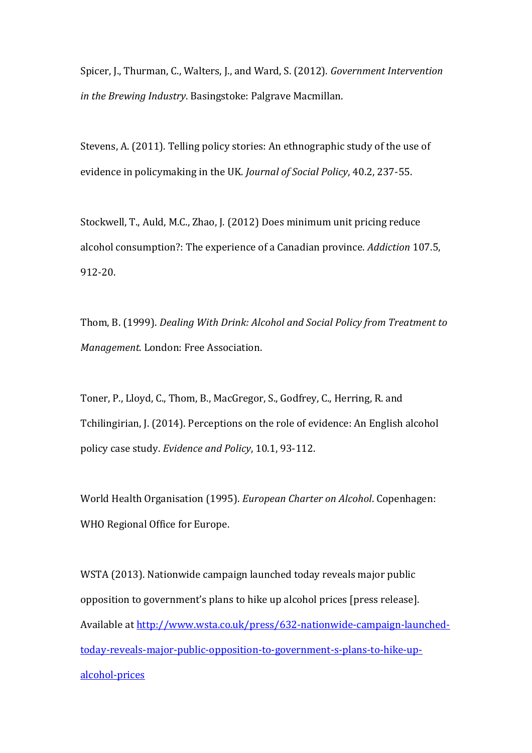Spicer, J., Thurman, C., Walters, J., and Ward, S. (2012). *Government Intervention in the Brewing Industry*. Basingstoke: Palgrave Macmillan.

Stevens, A. (2011). Telling policy stories: An ethnographic study of the use of evidence in policymaking in the UK. *Journal of Social Policy*, 40.2, 237-55.

Stockwell, T., Auld, M.C., Zhao, J. (2012) Does minimum unit pricing reduce alcohol consumption?: The experience of a Canadian province. *Addiction* 107.5, 912-20.

Thom, B. (1999). *Dealing With Drink: Alcohol and Social Policy from Treatment to Management*. London: Free Association.

Toner, P., Lloyd, C., Thom, B., MacGregor, S., Godfrey, C., Herring, R. and Tchilingirian, J. (2014). Perceptions on the role of evidence: An English alcohol policy case study. *Evidence and Policy*, 10.1, 93-112.

World Health Organisation (1995). *European Charter on Alcohol*. Copenhagen: WHO Regional Office for Europe.

WSTA (2013). Nationwide campaign launched today reveals major public opposition to government's plans to hike up alcohol prices [press release]. Available at [http://www.wsta.co.uk/press/632-nationwide-campaign-launched-today-reveals-major-public-opposition-to-government-s-plans-to-hike-up-alcohol-prices](http://www.wsta.co.uk/press/632-nationwide-campaign-launched-today-reveals-major-public-opposition-to-government-s-plans-to-hike-up-alcohol-prices)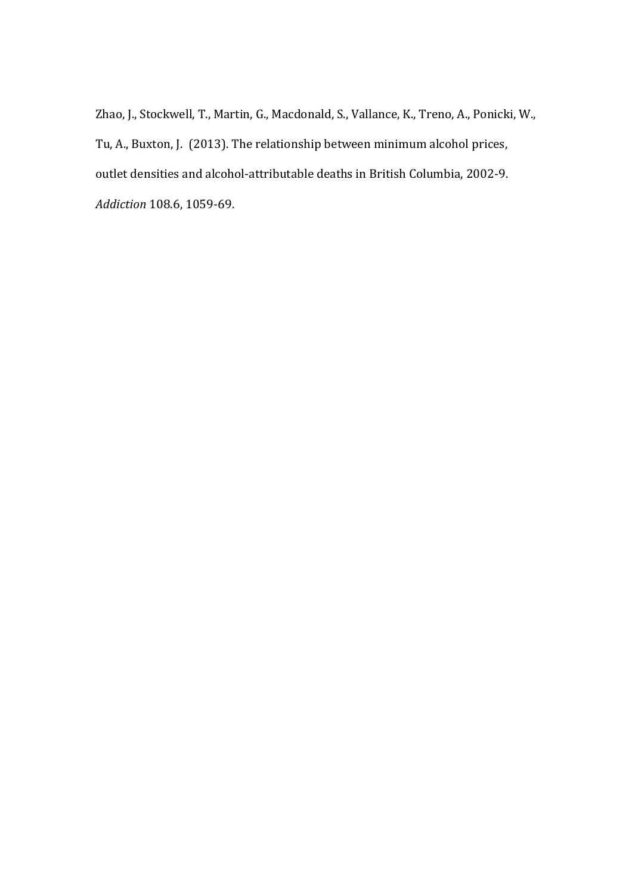Zhao, J., Stockwell, T., Martin, G., Macdonald, S., Vallance, K., Treno, A., Ponicki, W., Tu, A., Buxton, J. (2013). The relationship between minimum alcohol prices, outlet densities and alcohol-attributable deaths in British Columbia, 2002-9. *Addiction* 108.6, 1059-69.